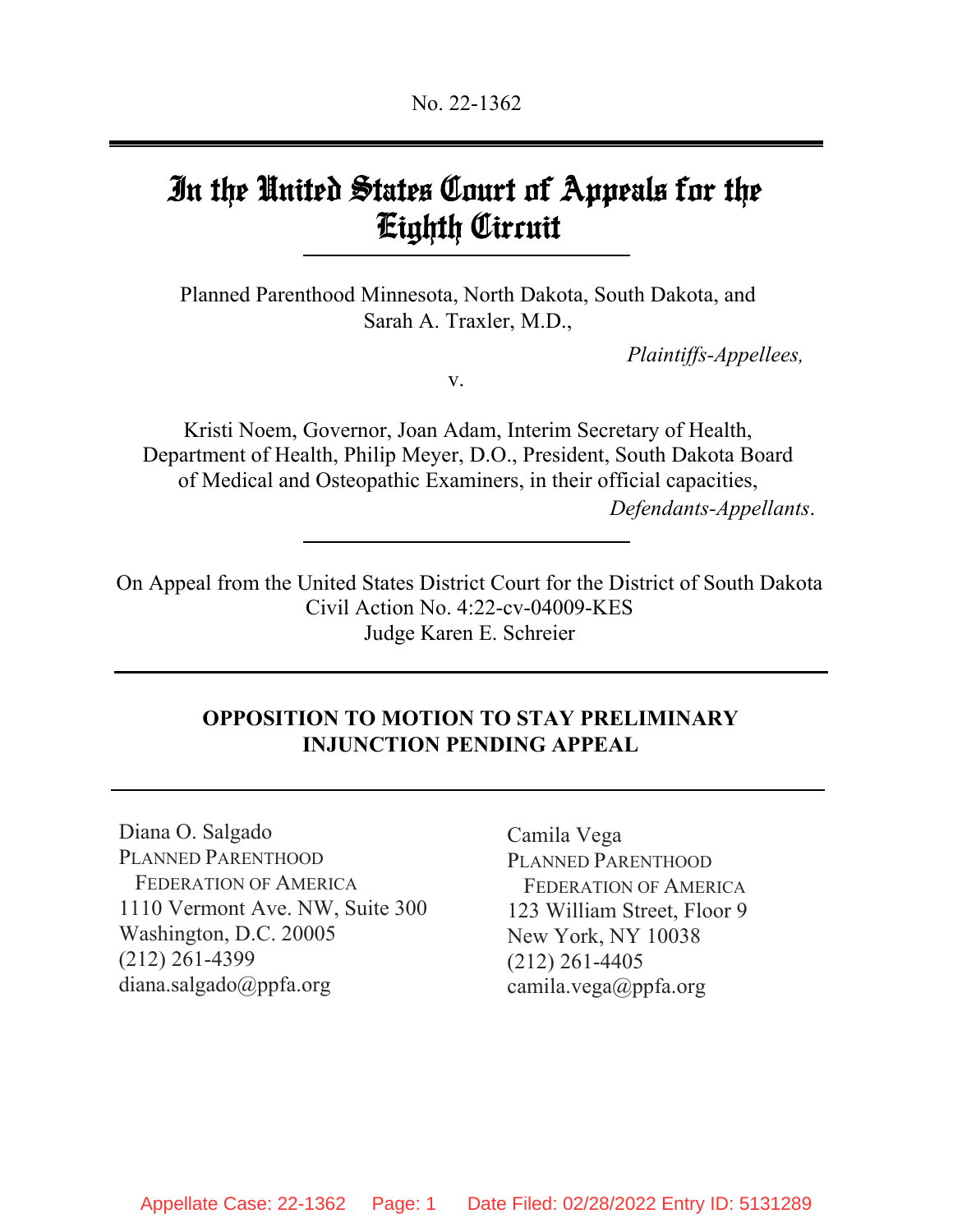No. 22-1362

# In the United States Court of Appeals for the Eighth Circuit

Planned Parenthood Minnesota, North Dakota, South Dakota, and Sarah A. Traxler, M.D.,

*Plaintiffs-Appellees,*

v.

Kristi Noem, Governor, Joan Adam, Interim Secretary of Health, Department of Health, Philip Meyer, D.O., President, South Dakota Board of Medical and Osteopathic Examiners, in their official capacities,

*Defendants-Appellants.*

On Appeal from the United States District Court for the District of South Dakota
Civil Action No. 4:22-cv-04009-KES
Judge Karen E. Schreier

## OPPOSITION TO MOTION TO STAY PRELIMINARY INJUNCTION PENDING APPEAL

Diana O. Salgado
PLANNED PARENTHOOD FEDERATION OF AMERICA
1110 Vermont Ave. NW, Suite 300
Washington, D.C. 20005
(212) 261-4399
diana.salgado@ppfa.org

Camila Vega
PLANNED PARENTHOOD FEDERATION OF AMERICA
123 William Street, Floor 9
New York, NY 10038
(212) 261-4405
camila.vega@ppfa.org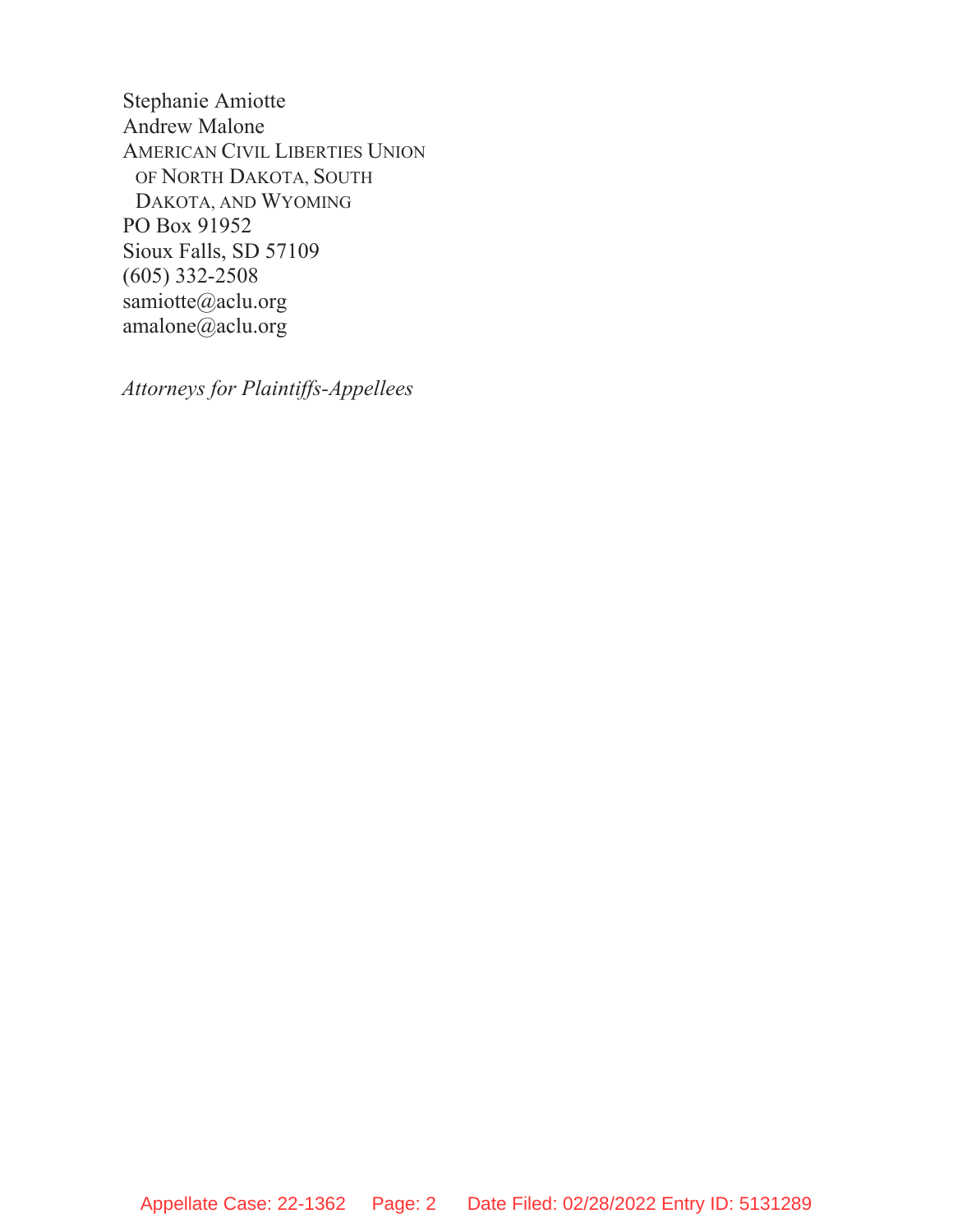Stephanie Amiotte
Andrew Malone
AMERICAN CIVIL LIBERTIES UNION
OF NORTH DAKOTA, SOUTH
DAKOTA, AND WYOMING
PO Box 91952
Sioux Falls, SD 57109
(605) 332-2508
samiotte@aclu.org
amalone@aclu.org

*Attorneys for Plaintiffs-Appellees*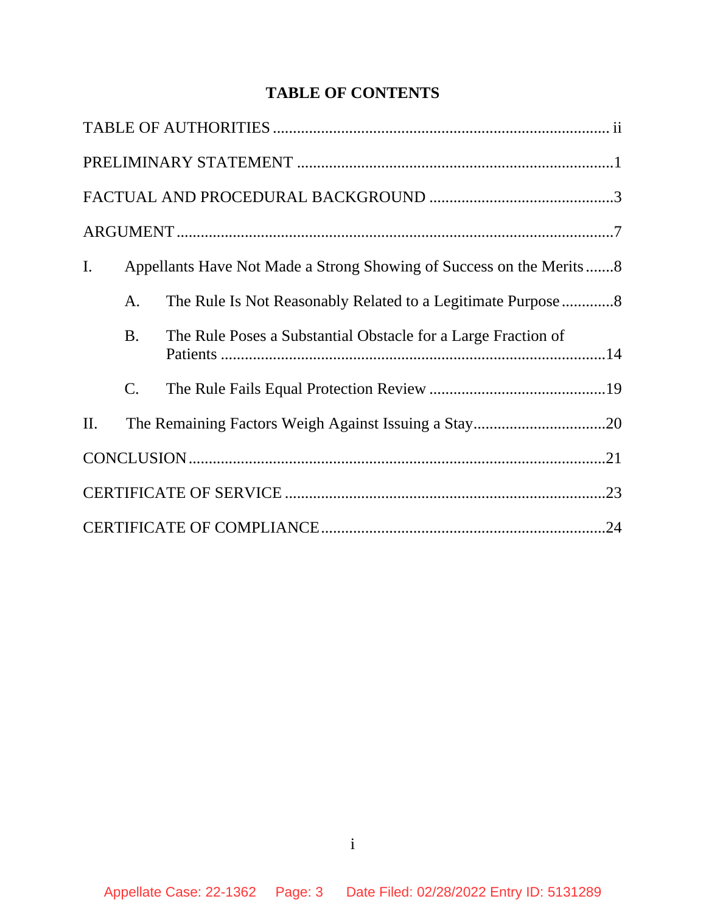# TABLE OF CONTENTS

TABLE OF AUTHORITIES ........................................................................................ ii

PRELIMINARY STATEMENT ..................................................................................1

FACTUAL AND PROCEDURAL BACKGROUND ..................................................3

ARGUMENT ............................................................................................................7

I. Appellants Have Not Made a Strong Showing of Success on the Merits .......8

  A. The Rule Is Not Reasonably Related to a Legitimate Purpose .............8

  B. The Rule Poses a Substantial Obstacle for a Large Fraction of Patients ...............................................................................................14

  C. The Rule Fails Equal Protection Review ............................................19

II. The Remaining Factors Weigh Against Issuing a Stay................................20

CONCLUSION........................................................................................................21

CERTIFICATE OF SERVICE ................................................................................23

CERTIFICATE OF COMPLIANCE.......................................................................24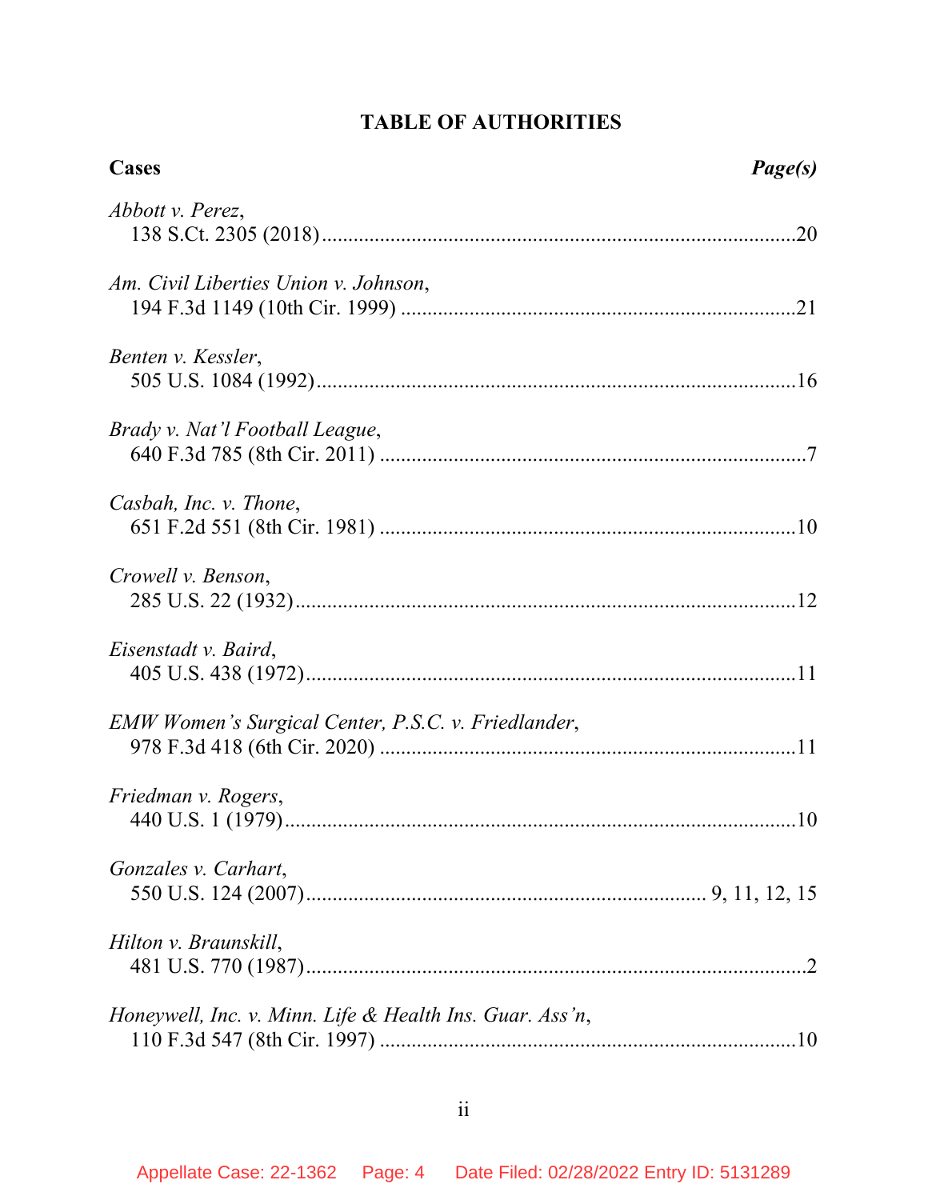# TABLE OF AUTHORITIES

| **Cases** | ***Page(s)*** |
|---|---|
| *Abbott v. Perez*, 138 S.Ct. 2305 (2018) | 20 |
| *Am. Civil Liberties Union v. Johnson*, 194 F.3d 1149 (10th Cir. 1999) | 21 |
| *Benten v. Kessler*, 505 U.S. 1084 (1992) | 16 |
| *Brady v. Nat'l Football League*, 640 F.3d 785 (8th Cir. 2011) | 7 |
| *Casbah, Inc. v. Thone*, 651 F.2d 551 (8th Cir. 1981) | 10 |
| *Crowell v. Benson*, 285 U.S. 22 (1932) | 12 |
| *Eisenstadt v. Baird*, 405 U.S. 438 (1972) | 11 |
| *EMW Women's Surgical Center, P.S.C. v. Friedlander*, 978 F.3d 418 (6th Cir. 2020) | 11 |
| *Friedman v. Rogers*, 440 U.S. 1 (1979) | 10 |
| *Gonzales v. Carhart*, 550 U.S. 124 (2007) | 9, 11, 12, 15 |
| *Hilton v. Braunskill*, 481 U.S. 770 (1987) | 2 |
| *Honeywell, Inc. v. Minn. Life & Health Ins. Guar. Ass'n*, 110 F.3d 547 (8th Cir. 1997) | 10 |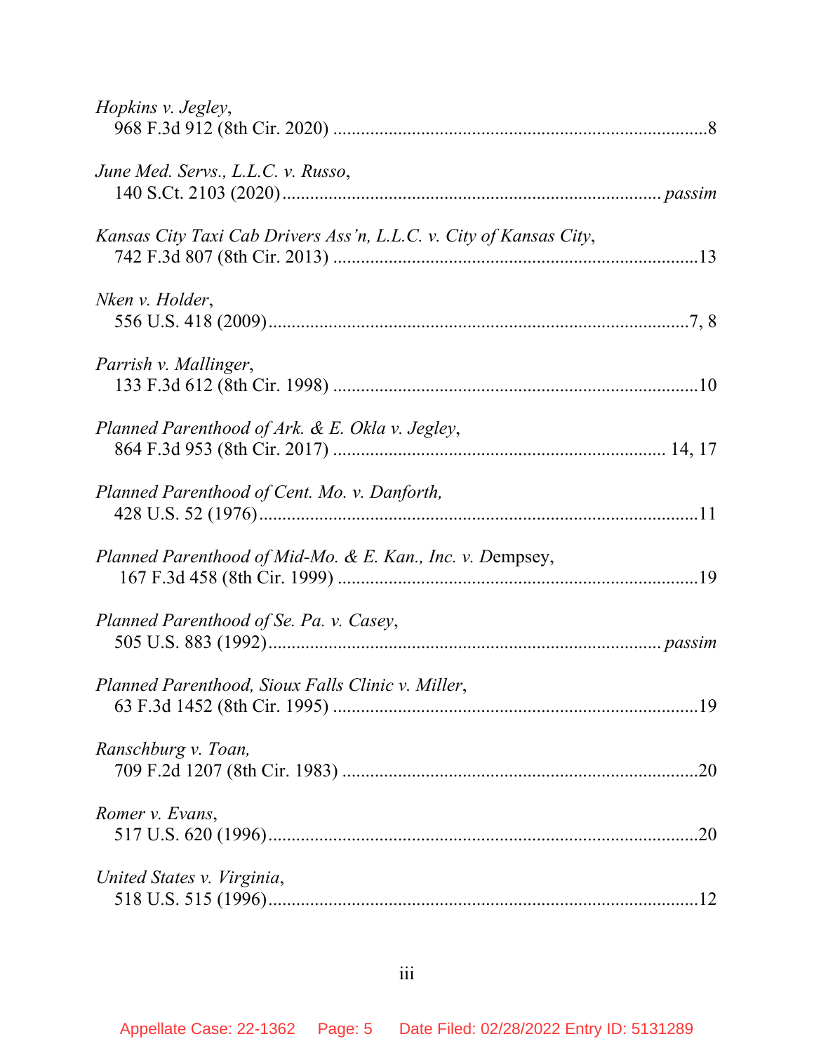*Hopkins v. Jegley*,
968 F.3d 912 (8th Cir. 2020) ....................................................................................8

*June Med. Servs., L.L.C. v. Russo*,
140 S.Ct. 2103 (2020)......................................................................................*passim*

*Kansas City Taxi Cab Drivers Ass'n, L.L.C. v. City of Kansas City*,
742 F.3d 807 (8th Cir. 2013) ..................................................................................13

*Nken v. Holder*,
556 U.S. 418 (2009)...............................................................................................7, 8

*Parrish v. Mallinger*,
133 F.3d 612 (8th Cir. 1998) ..................................................................................10

*Planned Parenthood of Ark. & E. Okla v. Jegley*,
864 F.3d 953 (8th Cir. 2017) ............................................................................ 14, 17

*Planned Parenthood of Cent. Mo. v. Danforth,*
428 U.S. 52 (1976)...................................................................................................11

*Planned Parenthood of Mid-Mo. & E. Kan., Inc. v. D*empsey,
167 F.3d 458 (8th Cir. 1999) ..................................................................................19

*Planned Parenthood of Se. Pa. v. Casey*,
505 U.S. 883 (1992).........................................................................................*passim*

*Planned Parenthood, Sioux Falls Clinic v. Miller*,
63 F.3d 1452 (8th Cir. 1995) ..................................................................................19

*Ranschburg v. Toan,*
709 F.2d 1207 (8th Cir. 1983) ................................................................................20

*Romer v. Evans*,
517 U.S. 620 (1996).................................................................................................20

*United States v. Virginia*,
518 U.S. 515 (1996).................................................................................................12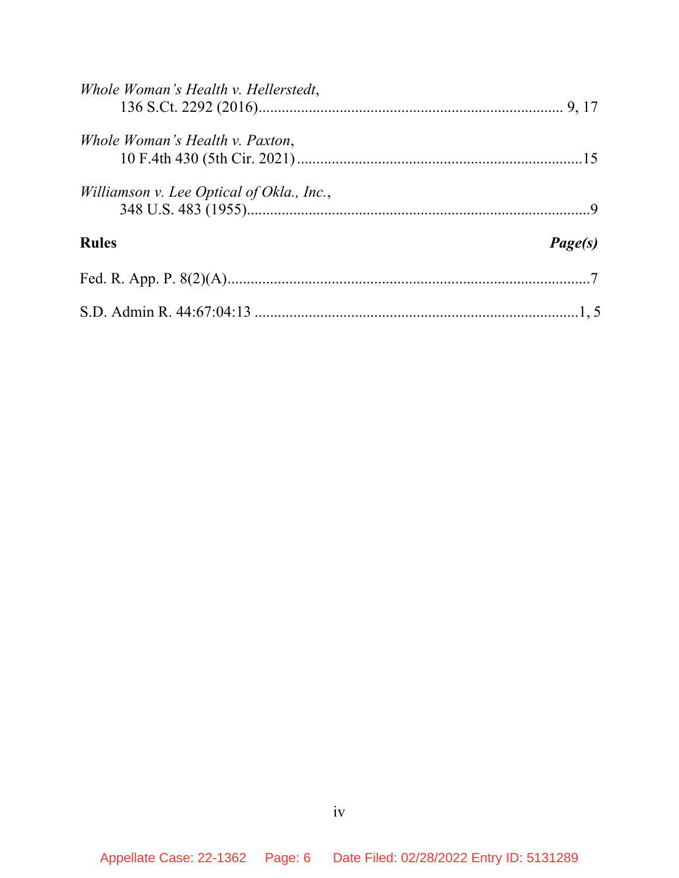*Whole Woman's Health v. Hellerstedt*,
136 S.Ct. 2292 (2016)............................................................................ 9, 17

*Whole Woman's Health v. Paxton*,
10 F.4th 430 (5th Cir. 2021)........................................................................15

*Williamson v. Lee Optical of Okla., Inc.*,
348 U.S. 483 (1955).......................................................................................9

**Rules** ***Page(s)***

Fed. R. App. P. 8(2)(A)...........................................................................................7

S.D. Admin R. 44:67:04:13 ....................................................................................1, 5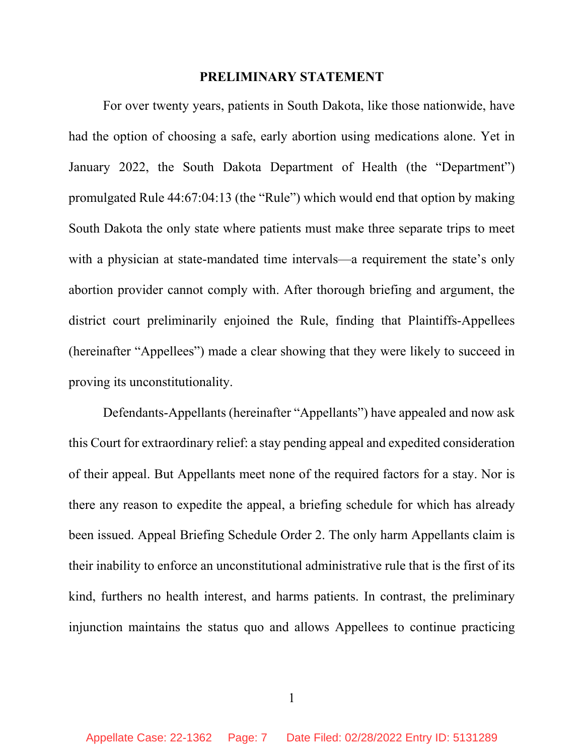## PRELIMINARY STATEMENT

For over twenty years, patients in South Dakota, like those nationwide, have had the option of choosing a safe, early abortion using medications alone. Yet in January 2022, the South Dakota Department of Health (the "Department") promulgated Rule 44:67:04:13 (the "Rule") which would end that option by making South Dakota the only state where patients must make three separate trips to meet with a physician at state-mandated time intervals—a requirement the state's only abortion provider cannot comply with. After thorough briefing and argument, the district court preliminarily enjoined the Rule, finding that Plaintiffs-Appellees (hereinafter "Appellees") made a clear showing that they were likely to succeed in proving its unconstitutionality.

Defendants-Appellants (hereinafter "Appellants") have appealed and now ask this Court for extraordinary relief: a stay pending appeal and expedited consideration of their appeal. But Appellants meet none of the required factors for a stay. Nor is there any reason to expedite the appeal, a briefing schedule for which has already been issued. Appeal Briefing Schedule Order 2. The only harm Appellants claim is their inability to enforce an unconstitutional administrative rule that is the first of its kind, furthers no health interest, and harms patients. In contrast, the preliminary injunction maintains the status quo and allows Appellees to continue practicing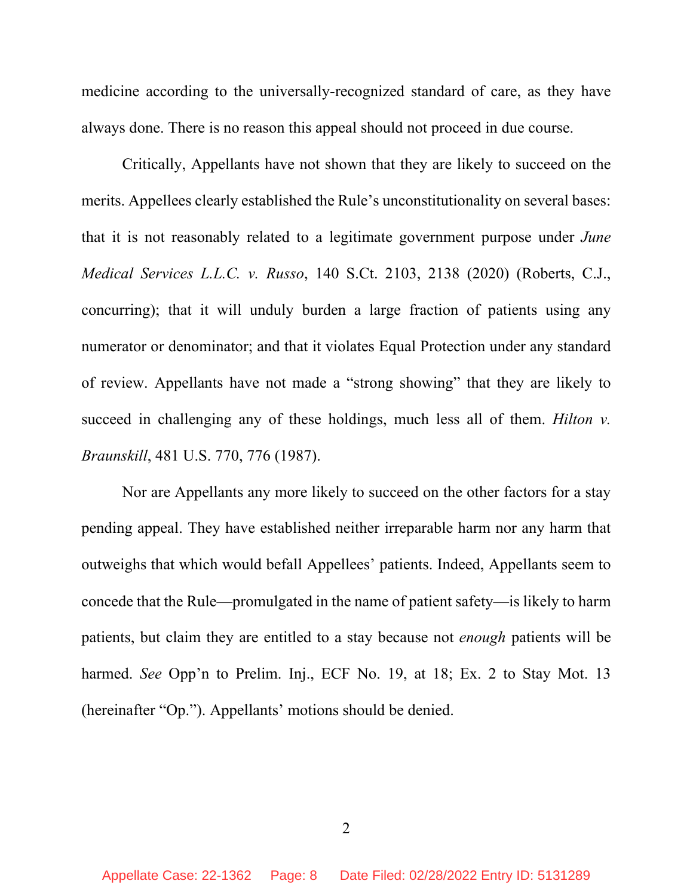medicine according to the universally-recognized standard of care, as they have always done. There is no reason this appeal should not proceed in due course.

Critically, Appellants have not shown that they are likely to succeed on the merits. Appellees clearly established the Rule's unconstitutionality on several bases: that it is not reasonably related to a legitimate government purpose under *June Medical Services L.L.C. v. Russo*, 140 S.Ct. 2103, 2138 (2020) (Roberts, C.J., concurring); that it will unduly burden a large fraction of patients using any numerator or denominator; and that it violates Equal Protection under any standard of review. Appellants have not made a "strong showing" that they are likely to succeed in challenging any of these holdings, much less all of them. *Hilton v. Braunskill*, 481 U.S. 770, 776 (1987).

Nor are Appellants any more likely to succeed on the other factors for a stay pending appeal. They have established neither irreparable harm nor any harm that outweighs that which would befall Appellees' patients. Indeed, Appellants seem to concede that the Rule—promulgated in the name of patient safety—is likely to harm patients, but claim they are entitled to a stay because not *enough* patients will be harmed. *See* Opp'n to Prelim. Inj., ECF No. 19, at 18; Ex. 2 to Stay Mot. 13 (hereinafter "Op."). Appellants' motions should be denied.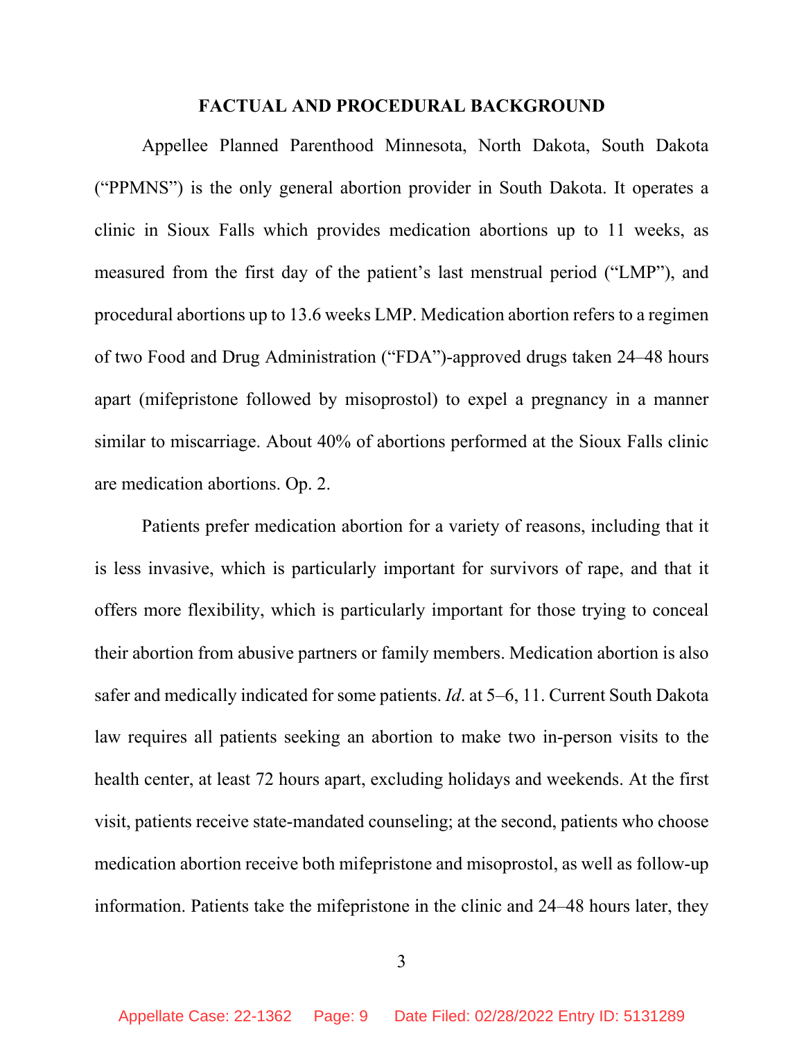## FACTUAL AND PROCEDURAL BACKGROUND

Appellee Planned Parenthood Minnesota, North Dakota, South Dakota ("PPMNS") is the only general abortion provider in South Dakota. It operates a clinic in Sioux Falls which provides medication abortions up to 11 weeks, as measured from the first day of the patient's last menstrual period ("LMP"), and procedural abortions up to 13.6 weeks LMP. Medication abortion refers to a regimen of two Food and Drug Administration ("FDA")-approved drugs taken 24–48 hours apart (mifepristone followed by misoprostol) to expel a pregnancy in a manner similar to miscarriage. About 40% of abortions performed at the Sioux Falls clinic are medication abortions. Op. 2.

Patients prefer medication abortion for a variety of reasons, including that it is less invasive, which is particularly important for survivors of rape, and that it offers more flexibility, which is particularly important for those trying to conceal their abortion from abusive partners or family members. Medication abortion is also safer and medically indicated for some patients. *Id*. at 5–6, 11. Current South Dakota law requires all patients seeking an abortion to make two in-person visits to the health center, at least 72 hours apart, excluding holidays and weekends. At the first visit, patients receive state-mandated counseling; at the second, patients who choose medication abortion receive both mifepristone and misoprostol, as well as follow-up information. Patients take the mifepristone in the clinic and 24–48 hours later, they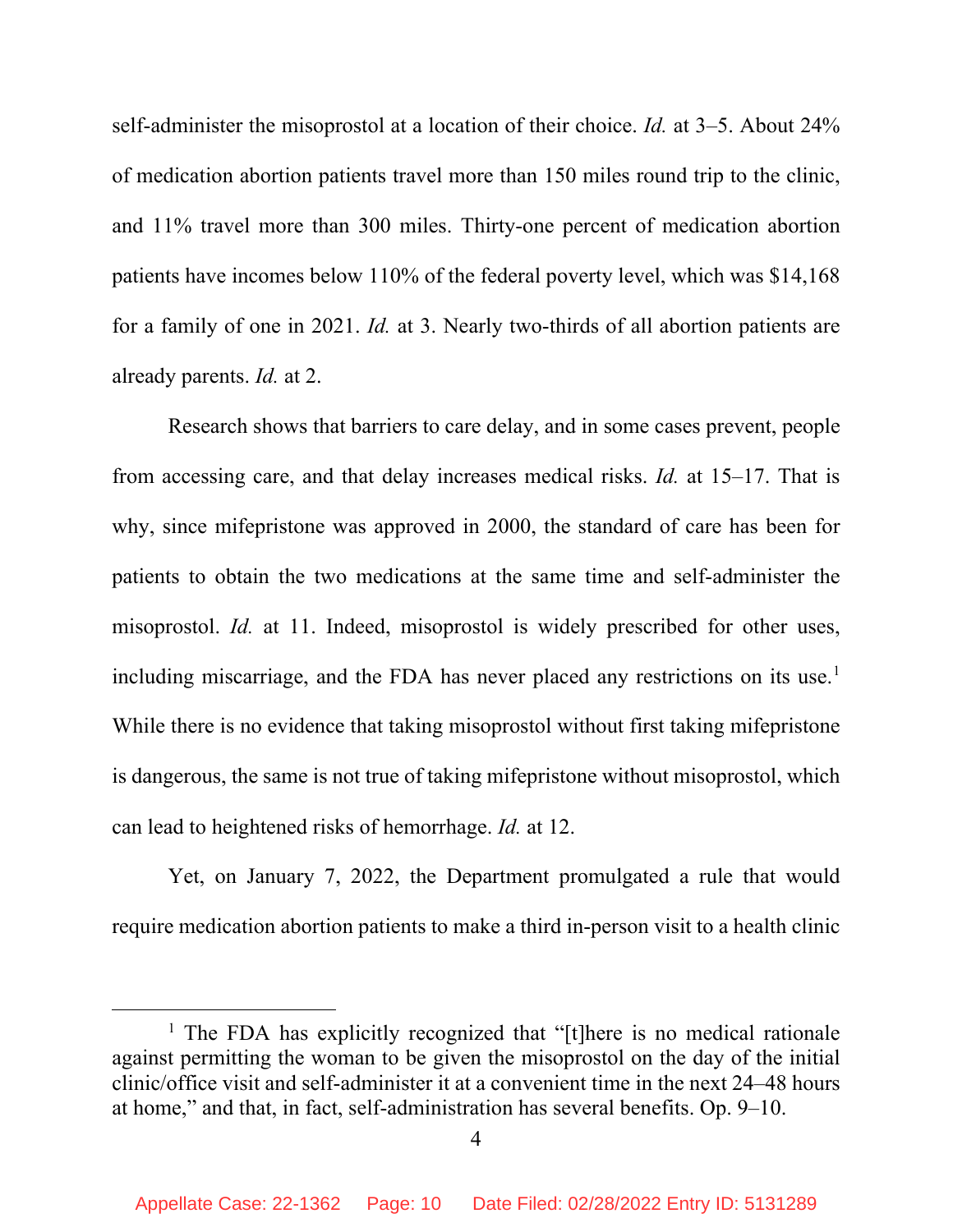self-administer the misoprostol at a location of their choice. *Id.* at 3–5. About 24% of medication abortion patients travel more than 150 miles round trip to the clinic, and 11% travel more than 300 miles. Thirty-one percent of medication abortion patients have incomes below 110% of the federal poverty level, which was $14,168 for a family of one in 2021. *Id.* at 3. Nearly two-thirds of all abortion patients are already parents. *Id.* at 2.

Research shows that barriers to care delay, and in some cases prevent, people from accessing care, and that delay increases medical risks. *Id.* at 15–17. That is why, since mifepristone was approved in 2000, the standard of care has been for patients to obtain the two medications at the same time and self-administer the misoprostol. *Id.* at 11. Indeed, misoprostol is widely prescribed for other uses, including miscarriage, and the FDA has never placed any restrictions on its use.[1] While there is no evidence that taking misoprostol without first taking mifepristone is dangerous, the same is not true of taking mifepristone without misoprostol, which can lead to heightened risks of hemorrhage. *Id.* at 12.

Yet, on January 7, 2022, the Department promulgated a rule that would require medication abortion patients to make a third in-person visit to a health clinic

[1] The FDA has explicitly recognized that "[t]here is no medical rationale against permitting the woman to be given the misoprostol on the day of the initial clinic/office visit and self-administer it at a convenient time in the next 24–48 hours at home," and that, in fact, self-administration has several benefits. Op. 9–10.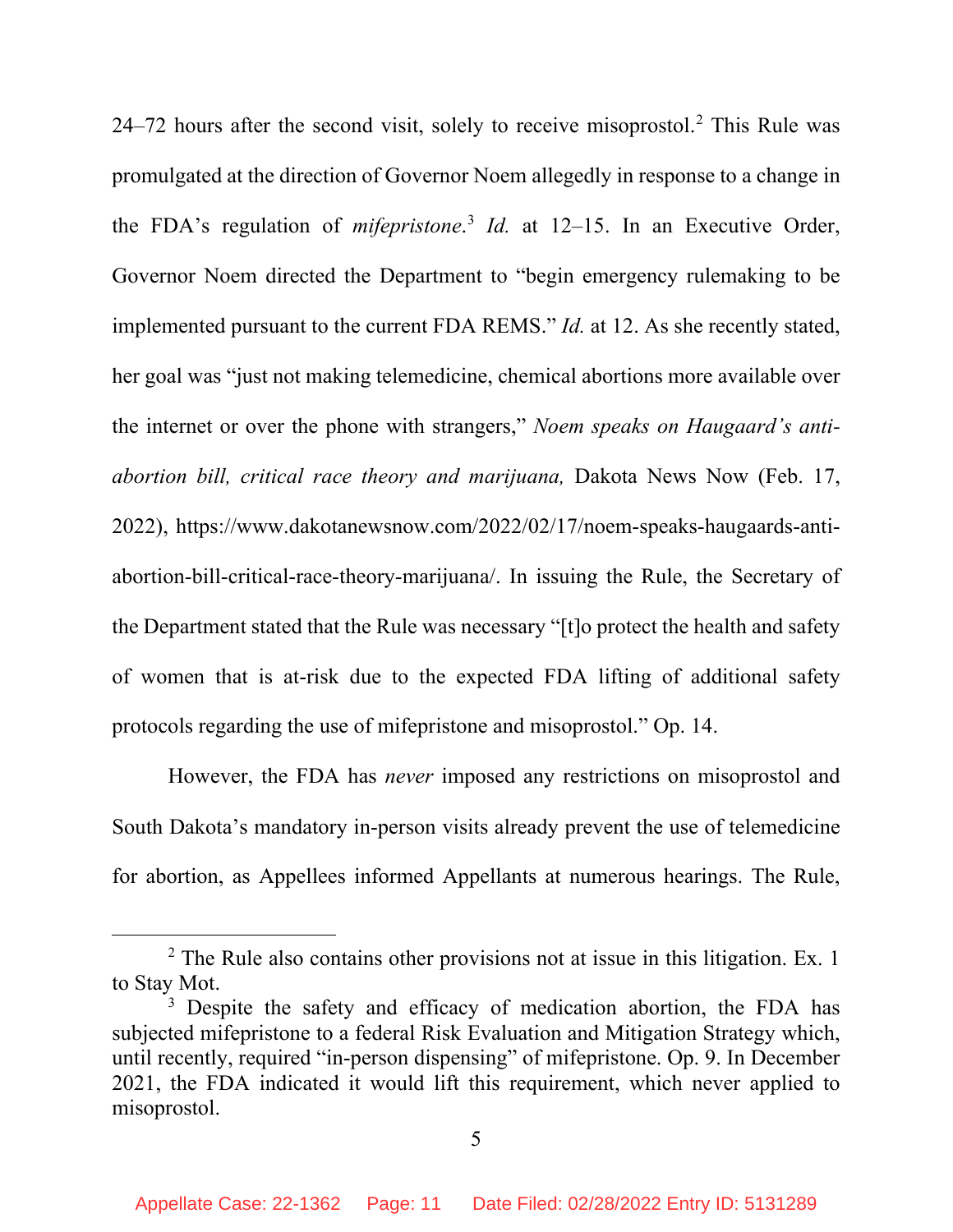24–72 hours after the second visit, solely to receive misoprostol.[2] This Rule was promulgated at the direction of Governor Noem allegedly in response to a change in the FDA's regulation of *mifepristone*.[3] *Id.* at 12–15. In an Executive Order, Governor Noem directed the Department to "begin emergency rulemaking to be implemented pursuant to the current FDA REMS." *Id.* at 12. As she recently stated, her goal was "just not making telemedicine, chemical abortions more available over the internet or over the phone with strangers," *Noem speaks on Haugaard's anti-abortion bill, critical race theory and marijuana,* Dakota News Now (Feb. 17, 2022), https://www.dakotanewsnow.com/2022/02/17/noem-speaks-haugaards-anti-abortion-bill-critical-race-theory-marijuana/. In issuing the Rule, the Secretary of the Department stated that the Rule was necessary "[t]o protect the health and safety of women that is at-risk due to the expected FDA lifting of additional safety protocols regarding the use of mifepristone and misoprostol." Op. 14.

However, the FDA has *never* imposed any restrictions on misoprostol and South Dakota's mandatory in-person visits already prevent the use of telemedicine for abortion, as Appellees informed Appellants at numerous hearings. The Rule,

---

[2] The Rule also contains other provisions not at issue in this litigation. Ex. 1 to Stay Mot.

[3] Despite the safety and efficacy of medication abortion, the FDA has subjected mifepristone to a federal Risk Evaluation and Mitigation Strategy which, until recently, required "in-person dispensing" of mifepristone. Op. 9. In December 2021, the FDA indicated it would lift this requirement, which never applied to misoprostol.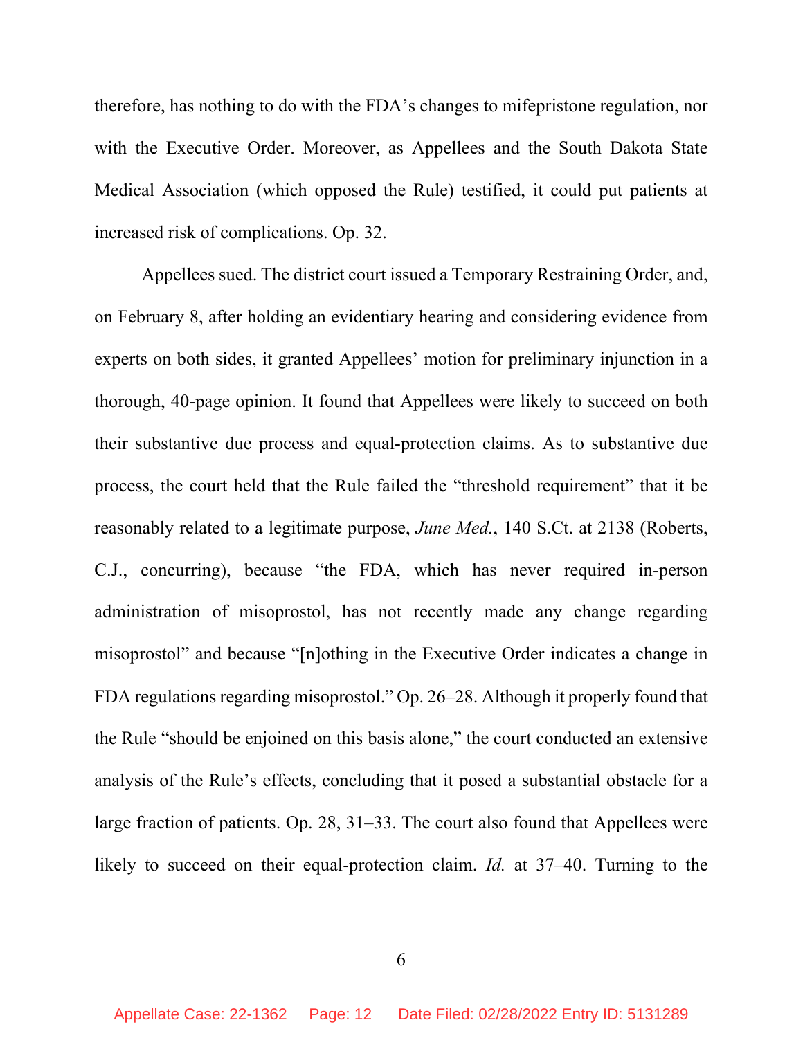therefore, has nothing to do with the FDA's changes to mifepristone regulation, nor with the Executive Order. Moreover, as Appellees and the South Dakota State Medical Association (which opposed the Rule) testified, it could put patients at increased risk of complications. Op. 32.

Appellees sued. The district court issued a Temporary Restraining Order, and, on February 8, after holding an evidentiary hearing and considering evidence from experts on both sides, it granted Appellees' motion for preliminary injunction in a thorough, 40-page opinion. It found that Appellees were likely to succeed on both their substantive due process and equal-protection claims. As to substantive due process, the court held that the Rule failed the "threshold requirement" that it be reasonably related to a legitimate purpose, *June Med.*, 140 S.Ct. at 2138 (Roberts, C.J., concurring), because "the FDA, which has never required in-person administration of misoprostol, has not recently made any change regarding misoprostol" and because "[n]othing in the Executive Order indicates a change in FDA regulations regarding misoprostol." Op. 26–28. Although it properly found that the Rule "should be enjoined on this basis alone," the court conducted an extensive analysis of the Rule's effects, concluding that it posed a substantial obstacle for a large fraction of patients. Op. 28, 31–33. The court also found that Appellees were likely to succeed on their equal-protection claim. *Id.* at 37–40. Turning to the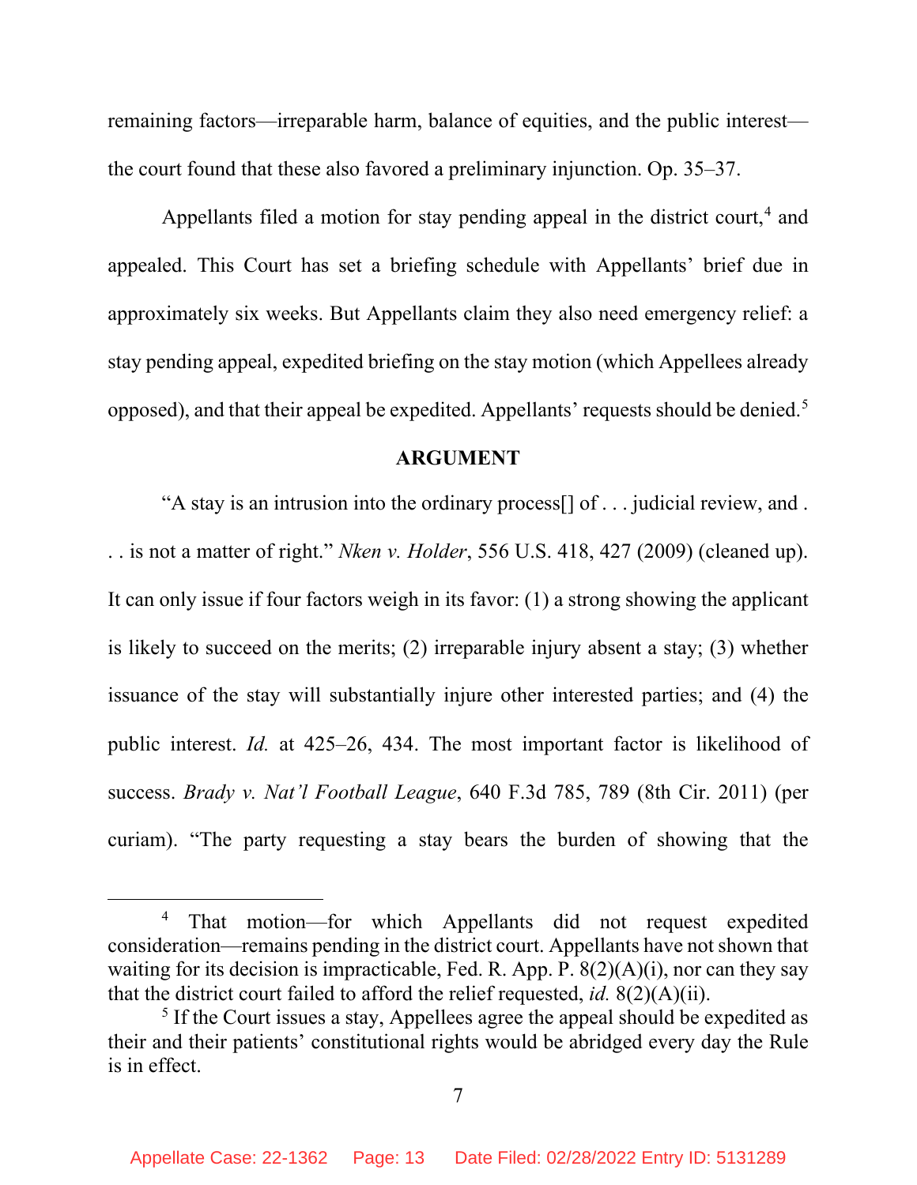remaining factors—irreparable harm, balance of equities, and the public interest—the court found that these also favored a preliminary injunction. Op. 35–37.

Appellants filed a motion for stay pending appeal in the district court,[4] and appealed. This Court has set a briefing schedule with Appellants' brief due in approximately six weeks. But Appellants claim they also need emergency relief: a stay pending appeal, expedited briefing on the stay motion (which Appellees already opposed), and that their appeal be expedited. Appellants' requests should be denied.[5]

## ARGUMENT

"A stay is an intrusion into the ordinary process[] of . . . judicial review, and . . . is not a matter of right." *Nken v. Holder*, 556 U.S. 418, 427 (2009) (cleaned up). It can only issue if four factors weigh in its favor: (1) a strong showing the applicant is likely to succeed on the merits; (2) irreparable injury absent a stay; (3) whether issuance of the stay will substantially injure other interested parties; and (4) the public interest. *Id.* at 425–26, 434. The most important factor is likelihood of success. *Brady v. Nat'l Football League*, 640 F.3d 785, 789 (8th Cir. 2011) (per curiam). "The party requesting a stay bears the burden of showing that the

---

[4] That motion—for which Appellants did not request expedited consideration—remains pending in the district court. Appellants have not shown that waiting for its decision is impracticable, Fed. R. App. P. 8(2)(A)(i), nor can they say that the district court failed to afford the relief requested, *id.* 8(2)(A)(ii).

[5] If the Court issues a stay, Appellees agree the appeal should be expedited as their and their patients' constitutional rights would be abridged every day the Rule is in effect.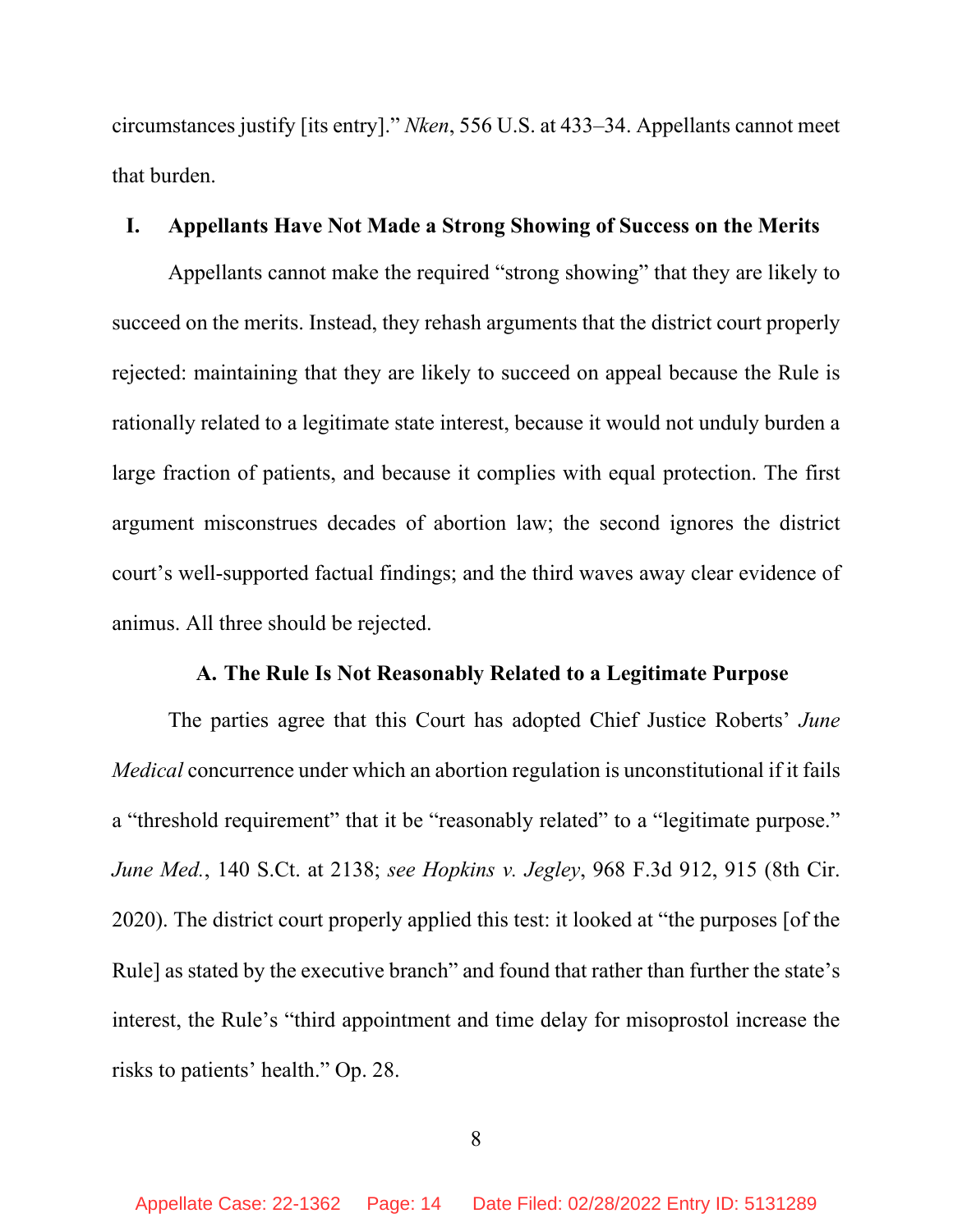circumstances justify [its entry]." *Nken*, 556 U.S. at 433–34. Appellants cannot meet that burden.

## I. Appellants Have Not Made a Strong Showing of Success on the Merits

Appellants cannot make the required "strong showing" that they are likely to succeed on the merits. Instead, they rehash arguments that the district court properly rejected: maintaining that they are likely to succeed on appeal because the Rule is rationally related to a legitimate state interest, because it would not unduly burden a large fraction of patients, and because it complies with equal protection. The first argument misconstrues decades of abortion law; the second ignores the district court's well-supported factual findings; and the third waves away clear evidence of animus. All three should be rejected.

### A. The Rule Is Not Reasonably Related to a Legitimate Purpose

The parties agree that this Court has adopted Chief Justice Roberts' *June Medical* concurrence under which an abortion regulation is unconstitutional if it fails a "threshold requirement" that it be "reasonably related" to a "legitimate purpose." *June Med.*, 140 S.Ct. at 2138; *see Hopkins v. Jegley*, 968 F.3d 912, 915 (8th Cir. 2020). The district court properly applied this test: it looked at "the purposes [of the Rule] as stated by the executive branch" and found that rather than further the state's interest, the Rule's "third appointment and time delay for misoprostol increase the risks to patients' health." Op. 28.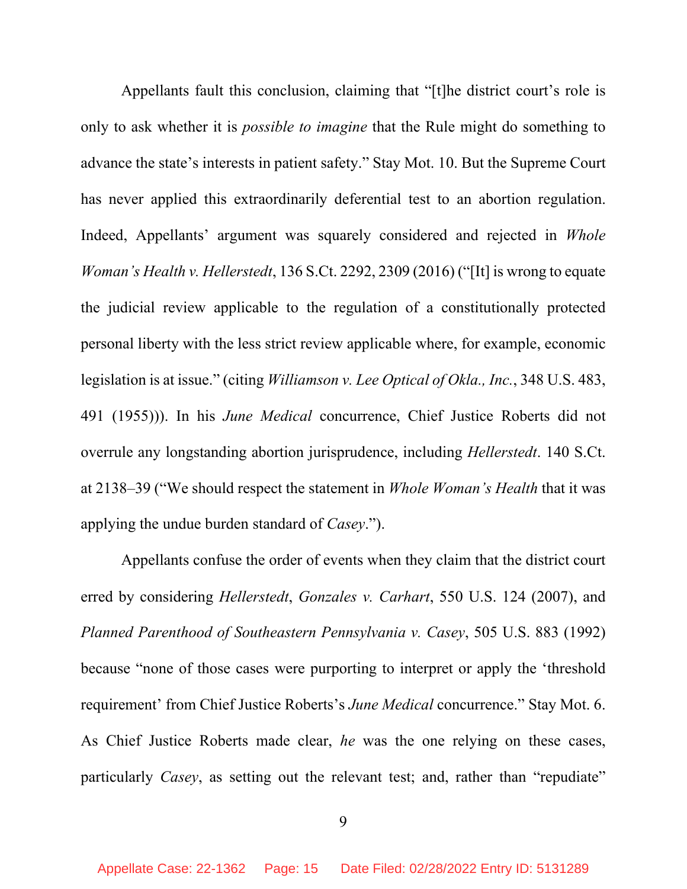Appellants fault this conclusion, claiming that "[t]he district court's role is only to ask whether it is *possible to imagine* that the Rule might do something to advance the state's interests in patient safety." Stay Mot. 10. But the Supreme Court has never applied this extraordinarily deferential test to an abortion regulation. Indeed, Appellants' argument was squarely considered and rejected in *Whole Woman's Health v. Hellerstedt*, 136 S.Ct. 2292, 2309 (2016) ("[It] is wrong to equate the judicial review applicable to the regulation of a constitutionally protected personal liberty with the less strict review applicable where, for example, economic legislation is at issue." (citing *Williamson v. Lee Optical of Okla., Inc.*, 348 U.S. 483, 491 (1955))). In his *June Medical* concurrence, Chief Justice Roberts did not overrule any longstanding abortion jurisprudence, including *Hellerstedt*. 140 S.Ct. at 2138–39 ("We should respect the statement in *Whole Woman's Health* that it was applying the undue burden standard of *Casey*.").

Appellants confuse the order of events when they claim that the district court erred by considering *Hellerstedt*, *Gonzales v. Carhart*, 550 U.S. 124 (2007), and *Planned Parenthood of Southeastern Pennsylvania v. Casey*, 505 U.S. 883 (1992) because "none of those cases were purporting to interpret or apply the 'threshold requirement' from Chief Justice Roberts's *June Medical* concurrence." Stay Mot. 6. As Chief Justice Roberts made clear, *he* was the one relying on these cases, particularly *Casey*, as setting out the relevant test; and, rather than "repudiate"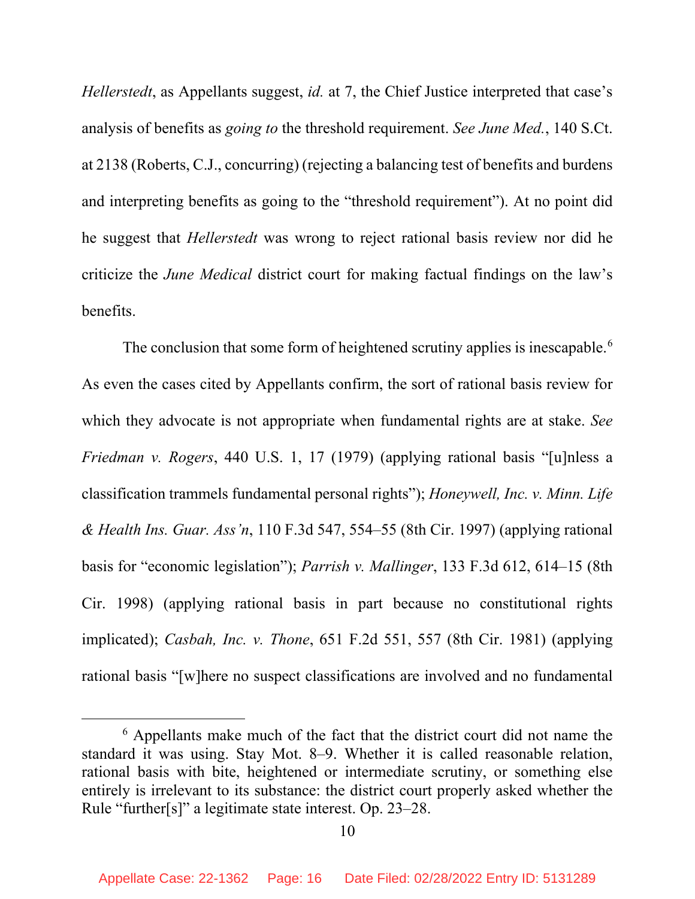*Hellerstedt*, as Appellants suggest, *id.* at 7, the Chief Justice interpreted that case's analysis of benefits as *going to* the threshold requirement. *See June Med.*, 140 S.Ct. at 2138 (Roberts, C.J., concurring) (rejecting a balancing test of benefits and burdens and interpreting benefits as going to the "threshold requirement"). At no point did he suggest that *Hellerstedt* was wrong to reject rational basis review nor did he criticize the *June Medical* district court for making factual findings on the law's benefits.

The conclusion that some form of heightened scrutiny applies is inescapable.[6] As even the cases cited by Appellants confirm, the sort of rational basis review for which they advocate is not appropriate when fundamental rights are at stake. *See Friedman v. Rogers*, 440 U.S. 1, 17 (1979) (applying rational basis "[u]nless a classification trammels fundamental personal rights"); *Honeywell, Inc. v. Minn. Life & Health Ins. Guar. Ass'n*, 110 F.3d 547, 554–55 (8th Cir. 1997) (applying rational basis for "economic legislation"); *Parrish v. Mallinger*, 133 F.3d 612, 614–15 (8th Cir. 1998) (applying rational basis in part because no constitutional rights implicated); *Casbah, Inc. v. Thone*, 651 F.2d 551, 557 (8th Cir. 1981) (applying rational basis "[w]here no suspect classifications are involved and no fundamental

[6] Appellants make much of the fact that the district court did not name the standard it was using. Stay Mot. 8–9. Whether it is called reasonable relation, rational basis with bite, heightened or intermediate scrutiny, or something else entirely is irrelevant to its substance: the district court properly asked whether the Rule "further[s]" a legitimate state interest. Op. 23–28.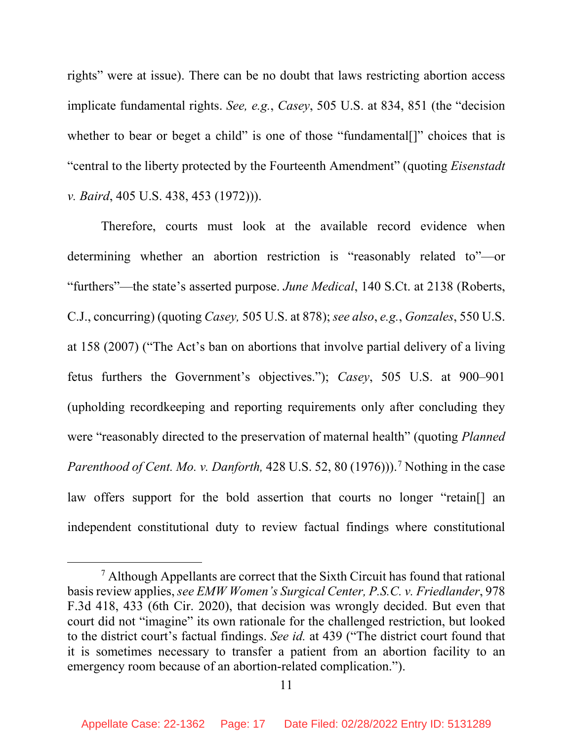rights" were at issue). There can be no doubt that laws restricting abortion access implicate fundamental rights. *See, e.g.*, *Casey*, 505 U.S. at 834, 851 (the "decision whether to bear or beget a child" is one of those "fundamental[]" choices that is "central to the liberty protected by the Fourteenth Amendment" (quoting *Eisenstadt v. Baird*, 405 U.S. 438, 453 (1972))).

Therefore, courts must look at the available record evidence when determining whether an abortion restriction is "reasonably related to"—or "furthers"—the state's asserted purpose. *June Medical*, 140 S.Ct. at 2138 (Roberts, C.J., concurring) (quoting *Casey,* 505 U.S. at 878); *see also*, *e.g.*, *Gonzales*, 550 U.S. at 158 (2007) ("The Act's ban on abortions that involve partial delivery of a living fetus furthers the Government's objectives."); *Casey*, 505 U.S. at 900–901 (upholding recordkeeping and reporting requirements only after concluding they were "reasonably directed to the preservation of maternal health" (quoting *Planned Parenthood of Cent. Mo. v. Danforth,* 428 U.S. 52, 80 (1976))).[7] Nothing in the case law offers support for the bold assertion that courts no longer "retain[] an independent constitutional duty to review factual findings where constitutional

[7] Although Appellants are correct that the Sixth Circuit has found that rational basis review applies, *see EMW Women's Surgical Center, P.S.C. v. Friedlander*, 978 F.3d 418, 433 (6th Cir. 2020), that decision was wrongly decided. But even that court did not "imagine" its own rationale for the challenged restriction, but looked to the district court's factual findings. *See id.* at 439 ("The district court found that it is sometimes necessary to transfer a patient from an abortion facility to an emergency room because of an abortion-related complication.").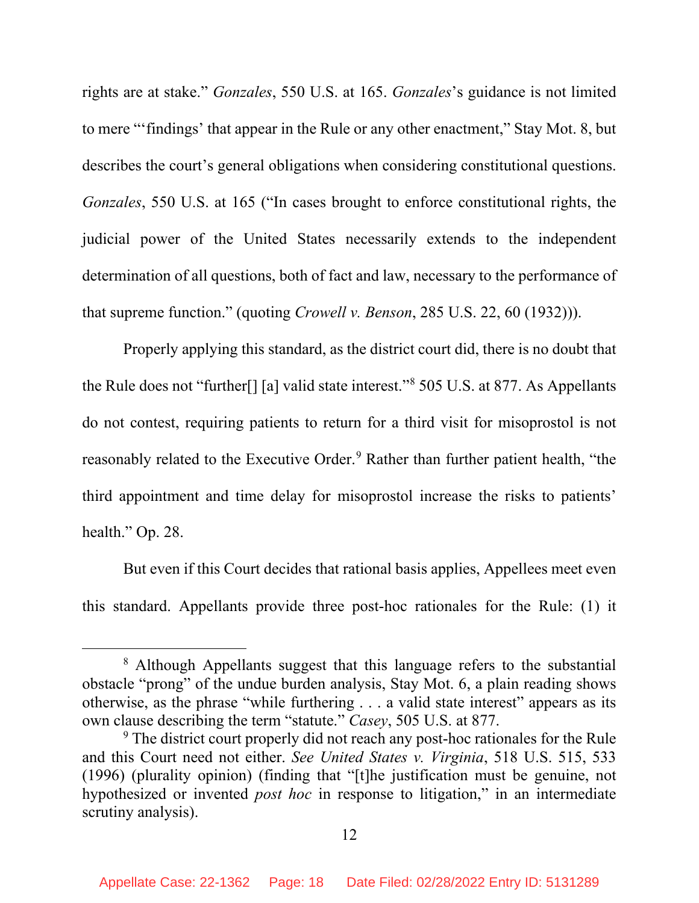rights are at stake." *Gonzales*, 550 U.S. at 165. *Gonzales*'s guidance is not limited to mere "'findings' that appear in the Rule or any other enactment," Stay Mot. 8, but describes the court's general obligations when considering constitutional questions. *Gonzales*, 550 U.S. at 165 ("In cases brought to enforce constitutional rights, the judicial power of the United States necessarily extends to the independent determination of all questions, both of fact and law, necessary to the performance of that supreme function." (quoting *Crowell v. Benson*, 285 U.S. 22, 60 (1932))).

Properly applying this standard, as the district court did, there is no doubt that the Rule does not "further[] [a] valid state interest."[8] 505 U.S. at 877. As Appellants do not contest, requiring patients to return for a third visit for misoprostol is not reasonably related to the Executive Order.[9] Rather than further patient health, "the third appointment and time delay for misoprostol increase the risks to patients' health." Op. 28.

But even if this Court decides that rational basis applies, Appellees meet even this standard. Appellants provide three post-hoc rationales for the Rule: (1) it

---

[8] Although Appellants suggest that this language refers to the substantial obstacle "prong" of the undue burden analysis, Stay Mot. 6, a plain reading shows otherwise, as the phrase "while furthering . . . a valid state interest" appears as its own clause describing the term "statute." *Casey*, 505 U.S. at 877.

[9] The district court properly did not reach any post-hoc rationales for the Rule and this Court need not either. *See United States v. Virginia*, 518 U.S. 515, 533 (1996) (plurality opinion) (finding that "[t]he justification must be genuine, not hypothesized or invented *post hoc* in response to litigation," in an intermediate scrutiny analysis).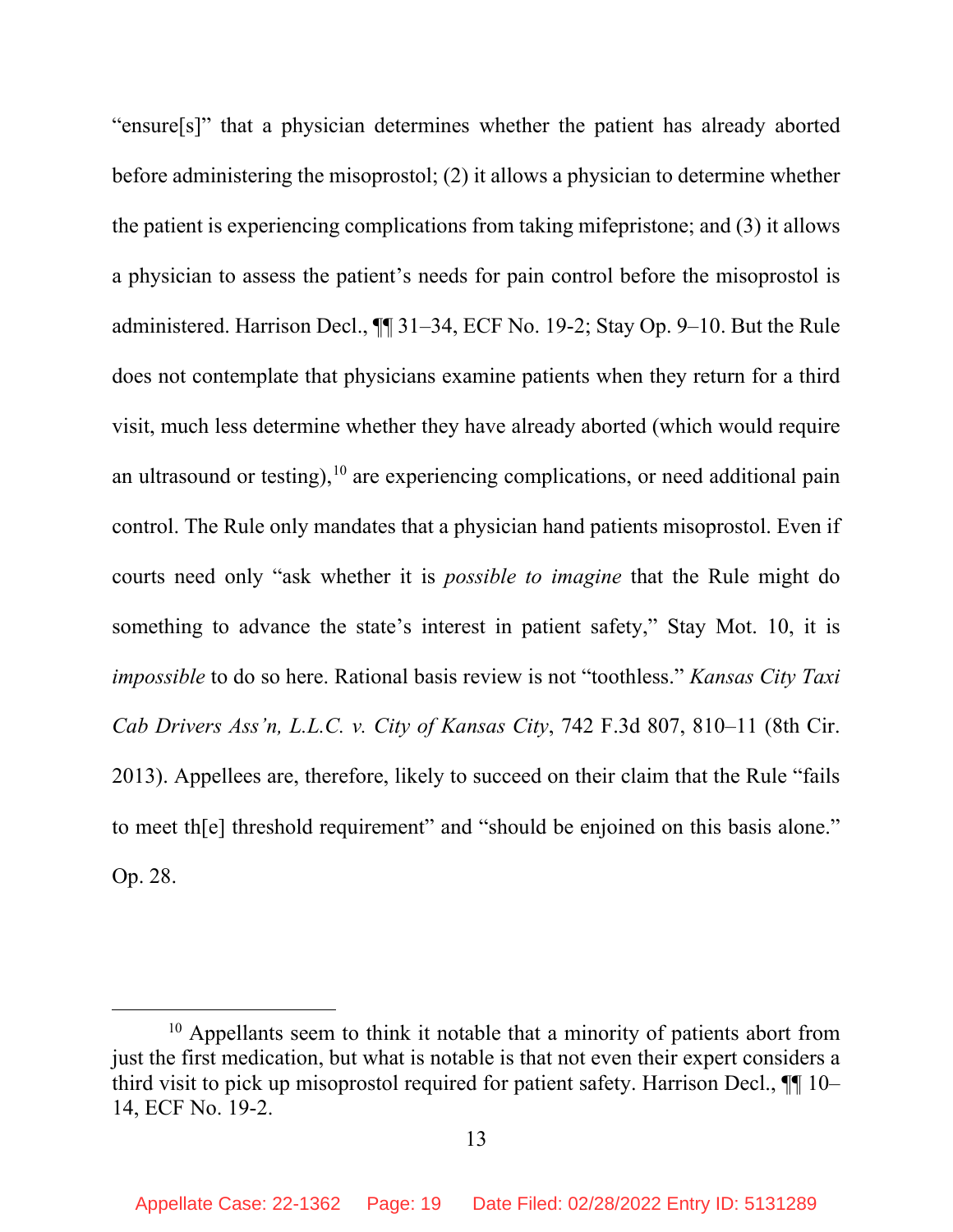"ensure[s]" that a physician determines whether the patient has already aborted before administering the misoprostol; (2) it allows a physician to determine whether the patient is experiencing complications from taking mifepristone; and (3) it allows a physician to assess the patient's needs for pain control before the misoprostol is administered. Harrison Decl., ¶¶ 31–34, ECF No. 19-2; Stay Op. 9–10. But the Rule does not contemplate that physicians examine patients when they return for a third visit, much less determine whether they have already aborted (which would require an ultrasound or testing),[10] are experiencing complications, or need additional pain control. The Rule only mandates that a physician hand patients misoprostol. Even if courts need only "ask whether it is *possible to imagine* that the Rule might do something to advance the state's interest in patient safety," Stay Mot. 10, it is *impossible* to do so here. Rational basis review is not "toothless." *Kansas City Taxi Cab Drivers Ass'n, L.L.C. v. City of Kansas City*, 742 F.3d 807, 810–11 (8th Cir. 2013). Appellees are, therefore, likely to succeed on their claim that the Rule "fails to meet th[e] threshold requirement" and "should be enjoined on this basis alone." Op. 28.

[10] Appellants seem to think it notable that a minority of patients abort from just the first medication, but what is notable is that not even their expert considers a third visit to pick up misoprostol required for patient safety. Harrison Decl., ¶¶ 10–14, ECF No. 19-2.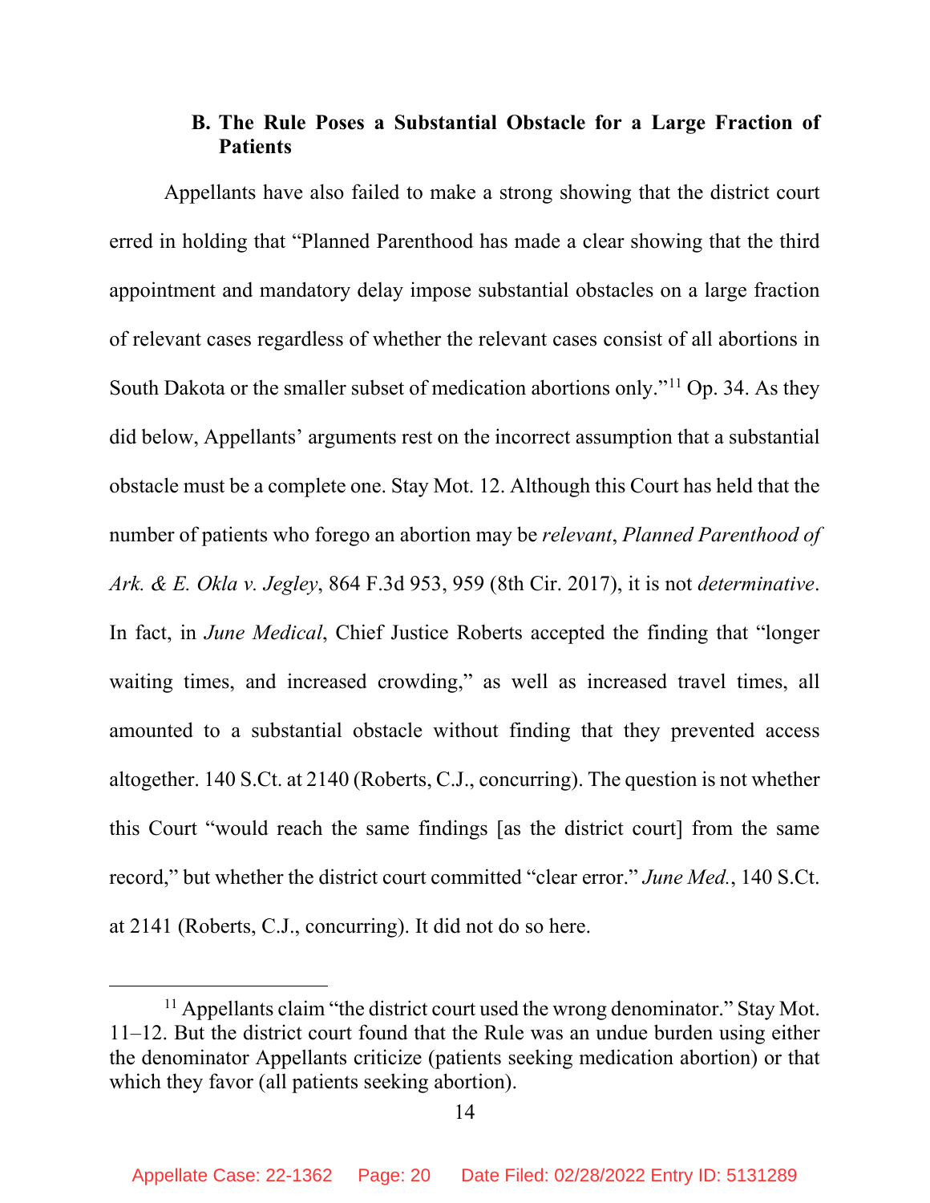### B. The Rule Poses a Substantial Obstacle for a Large Fraction of Patients

Appellants have also failed to make a strong showing that the district court erred in holding that "Planned Parenthood has made a clear showing that the third appointment and mandatory delay impose substantial obstacles on a large fraction of relevant cases regardless of whether the relevant cases consist of all abortions in South Dakota or the smaller subset of medication abortions only."[11] Op. 34. As they did below, Appellants' arguments rest on the incorrect assumption that a substantial obstacle must be a complete one. Stay Mot. 12. Although this Court has held that the number of patients who forego an abortion may be *relevant*, *Planned Parenthood of Ark. & E. Okla v. Jegley*, 864 F.3d 953, 959 (8th Cir. 2017), it is not *determinative*. In fact, in *June Medical*, Chief Justice Roberts accepted the finding that "longer waiting times, and increased crowding," as well as increased travel times, all amounted to a substantial obstacle without finding that they prevented access altogether. 140 S.Ct. at 2140 (Roberts, C.J., concurring). The question is not whether this Court "would reach the same findings [as the district court] from the same record," but whether the district court committed "clear error." *June Med.*, 140 S.Ct. at 2141 (Roberts, C.J., concurring). It did not do so here.

---

[11] Appellants claim "the district court used the wrong denominator." Stay Mot. 11–12. But the district court found that the Rule was an undue burden using either the denominator Appellants criticize (patients seeking medication abortion) or that which they favor (all patients seeking abortion).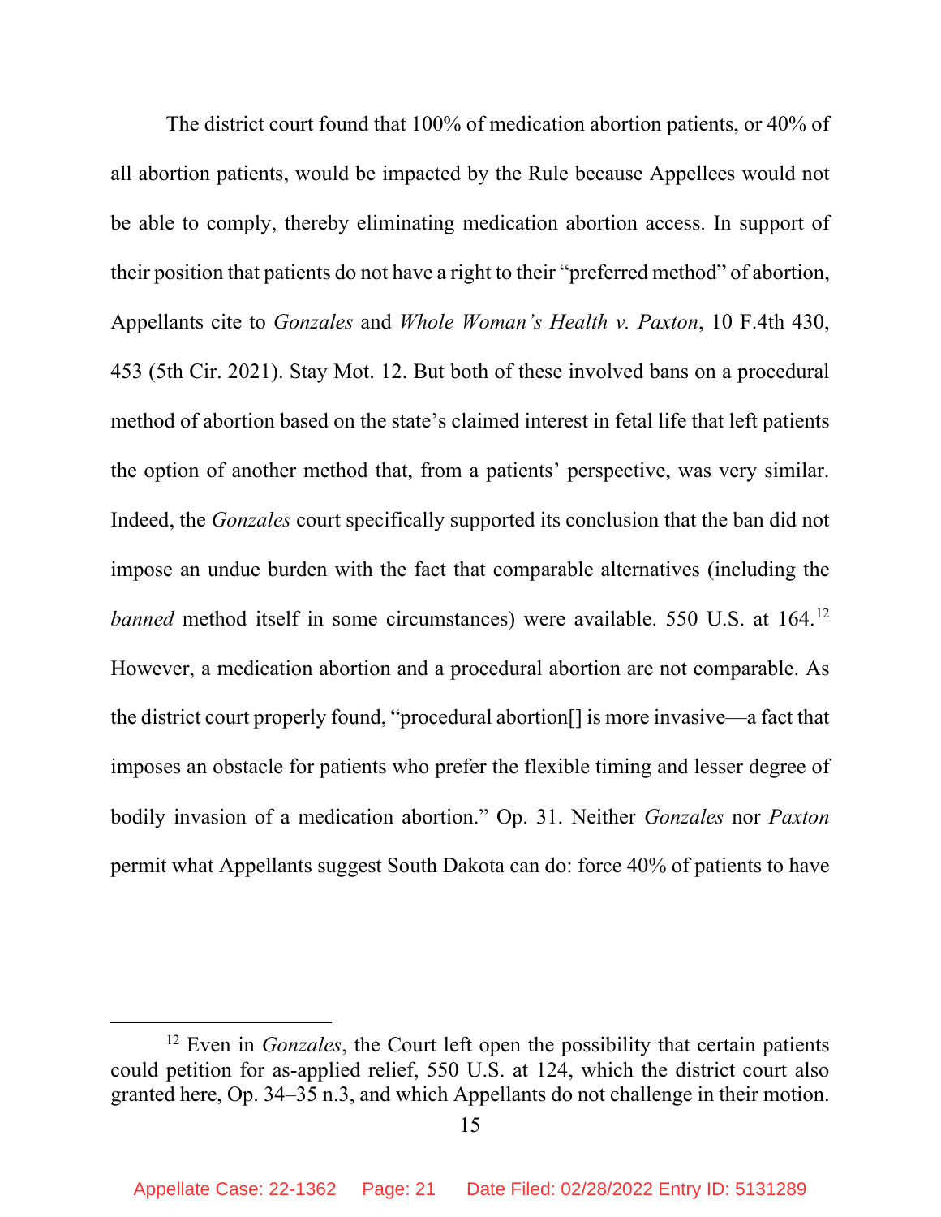The district court found that 100% of medication abortion patients, or 40% of all abortion patients, would be impacted by the Rule because Appellees would not be able to comply, thereby eliminating medication abortion access. In support of their position that patients do not have a right to their "preferred method" of abortion, Appellants cite to *Gonzales* and *Whole Woman's Health v. Paxton*, 10 F.4th 430, 453 (5th Cir. 2021). Stay Mot. 12. But both of these involved bans on a procedural method of abortion based on the state's claimed interest in fetal life that left patients the option of another method that, from a patients' perspective, was very similar. Indeed, the *Gonzales* court specifically supported its conclusion that the ban did not impose an undue burden with the fact that comparable alternatives (including the *banned* method itself in some circumstances) were available. 550 U.S. at 164.[12] However, a medication abortion and a procedural abortion are not comparable. As the district court properly found, "procedural abortion[] is more invasive—a fact that imposes an obstacle for patients who prefer the flexible timing and lesser degree of bodily invasion of a medication abortion." Op. 31. Neither *Gonzales* nor *Paxton* permit what Appellants suggest South Dakota can do: force 40% of patients to have

---

[12] Even in *Gonzales*, the Court left open the possibility that certain patients could petition for as-applied relief, 550 U.S. at 124, which the district court also granted here, Op. 34–35 n.3, and which Appellants do not challenge in their motion.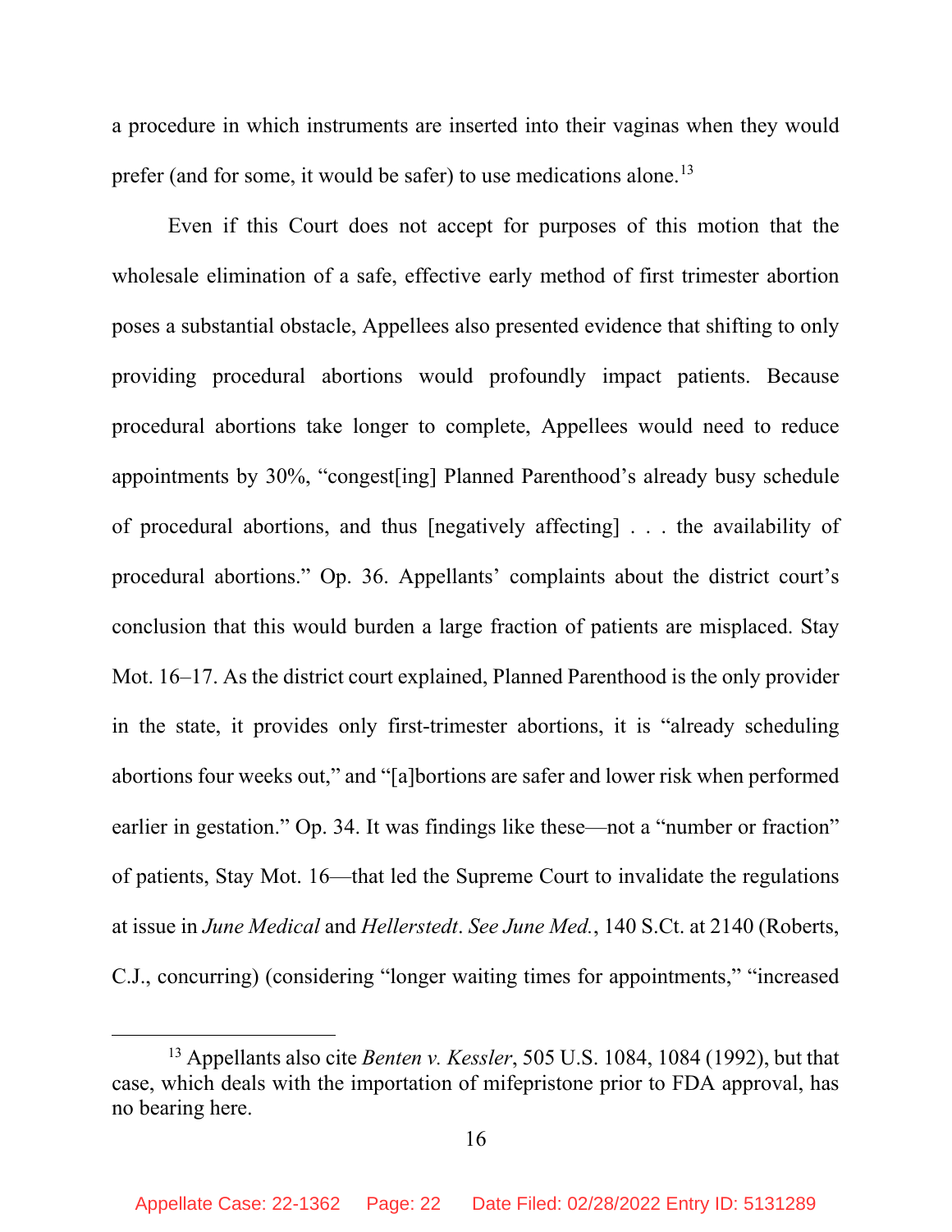a procedure in which instruments are inserted into their vaginas when they would prefer (and for some, it would be safer) to use medications alone.[13]

Even if this Court does not accept for purposes of this motion that the wholesale elimination of a safe, effective early method of first trimester abortion poses a substantial obstacle, Appellees also presented evidence that shifting to only providing procedural abortions would profoundly impact patients. Because procedural abortions take longer to complete, Appellees would need to reduce appointments by 30%, "congest[ing] Planned Parenthood's already busy schedule of procedural abortions, and thus [negatively affecting] . . . the availability of procedural abortions." Op. 36. Appellants' complaints about the district court's conclusion that this would burden a large fraction of patients are misplaced. Stay Mot. 16–17. As the district court explained, Planned Parenthood is the only provider in the state, it provides only first-trimester abortions, it is "already scheduling abortions four weeks out," and "[a]bortions are safer and lower risk when performed earlier in gestation." Op. 34. It was findings like these—not a "number or fraction" of patients, Stay Mot. 16—that led the Supreme Court to invalidate the regulations at issue in *June Medical* and *Hellerstedt*. *See June Med.*, 140 S.Ct. at 2140 (Roberts, C.J., concurring) (considering "longer waiting times for appointments," "increased

[13] Appellants also cite *Benten v. Kessler*, 505 U.S. 1084, 1084 (1992), but that case, which deals with the importation of mifepristone prior to FDA approval, has no bearing here.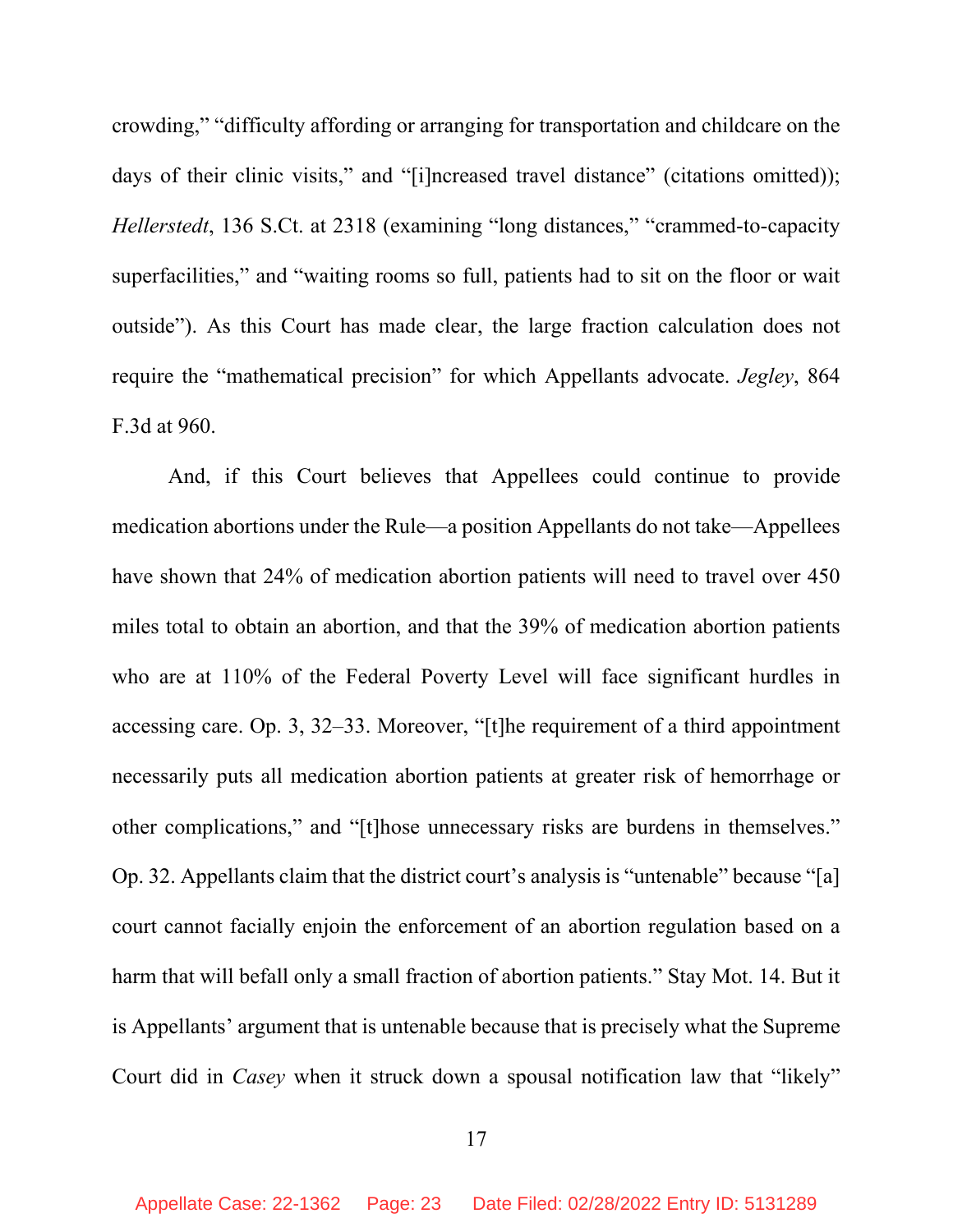crowding," "difficulty affording or arranging for transportation and childcare on the days of their clinic visits," and "[i]ncreased travel distance" (citations omitted)); *Hellerstedt*, 136 S.Ct. at 2318 (examining "long distances," "crammed-to-capacity superfacilities," and "waiting rooms so full, patients had to sit on the floor or wait outside"). As this Court has made clear, the large fraction calculation does not require the "mathematical precision" for which Appellants advocate. *Jegley*, 864 F.3d at 960.

And, if this Court believes that Appellees could continue to provide medication abortions under the Rule—a position Appellants do not take—Appellees have shown that 24% of medication abortion patients will need to travel over 450 miles total to obtain an abortion, and that the 39% of medication abortion patients who are at 110% of the Federal Poverty Level will face significant hurdles in accessing care. Op. 3, 32–33. Moreover, "[t]he requirement of a third appointment necessarily puts all medication abortion patients at greater risk of hemorrhage or other complications," and "[t]hose unnecessary risks are burdens in themselves." Op. 32. Appellants claim that the district court's analysis is "untenable" because "[a] court cannot facially enjoin the enforcement of an abortion regulation based on a harm that will befall only a small fraction of abortion patients." Stay Mot. 14. But it is Appellants' argument that is untenable because that is precisely what the Supreme Court did in *Casey* when it struck down a spousal notification law that "likely"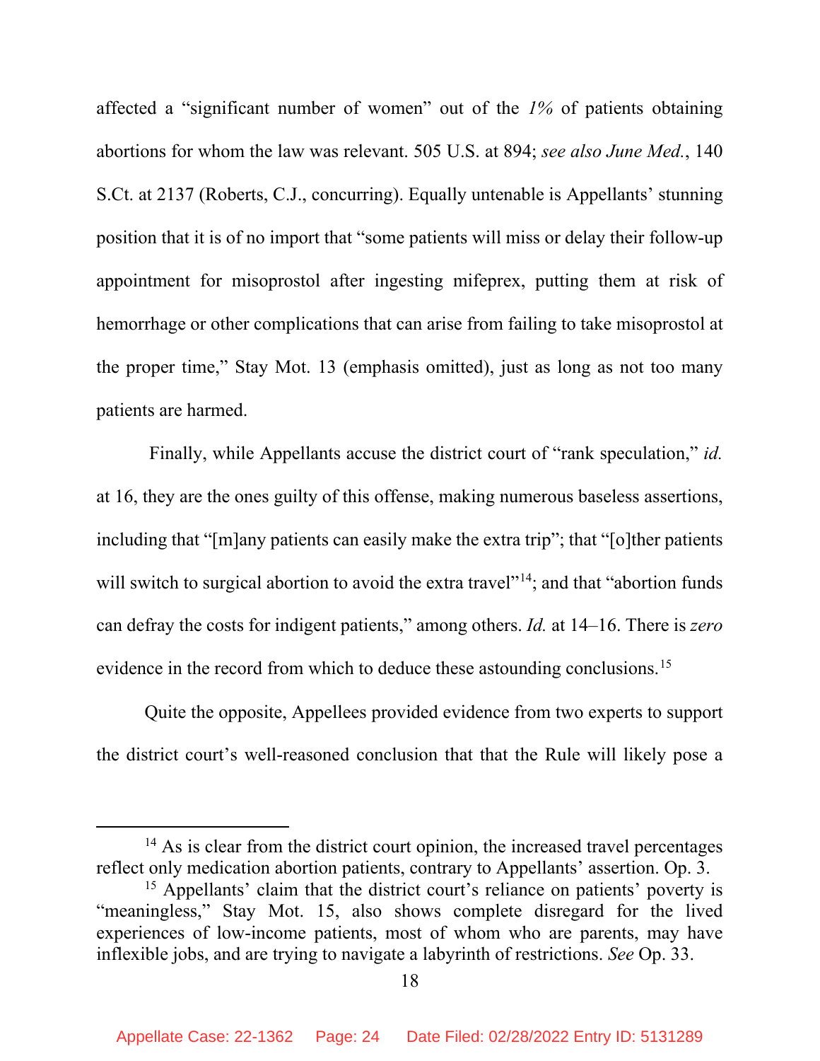affected a "significant number of women" out of the *1%* of patients obtaining abortions for whom the law was relevant. 505 U.S. at 894; *see also June Med.*, 140 S.Ct. at 2137 (Roberts, C.J., concurring). Equally untenable is Appellants' stunning position that it is of no import that "some patients will miss or delay their follow-up appointment for misoprostol after ingesting mifeprex, putting them at risk of hemorrhage or other complications that can arise from failing to take misoprostol at the proper time," Stay Mot. 13 (emphasis omitted), just as long as not too many patients are harmed.

Finally, while Appellants accuse the district court of "rank speculation," *id.* at 16, they are the ones guilty of this offense, making numerous baseless assertions, including that "[m]any patients can easily make the extra trip"; that "[o]ther patients will switch to surgical abortion to avoid the extra travel"[14]; and that "abortion funds can defray the costs for indigent patients," among others. *Id.* at 14–16. There is *zero* evidence in the record from which to deduce these astounding conclusions.[15]

Quite the opposite, Appellees provided evidence from two experts to support the district court's well-reasoned conclusion that that the Rule will likely pose a

---

[14] As is clear from the district court opinion, the increased travel percentages reflect only medication abortion patients, contrary to Appellants' assertion. Op. 3.

[15] Appellants' claim that the district court's reliance on patients' poverty is "meaningless," Stay Mot. 15, also shows complete disregard for the lived experiences of low-income patients, most of whom who are parents, may have inflexible jobs, and are trying to navigate a labyrinth of restrictions. *See* Op. 33.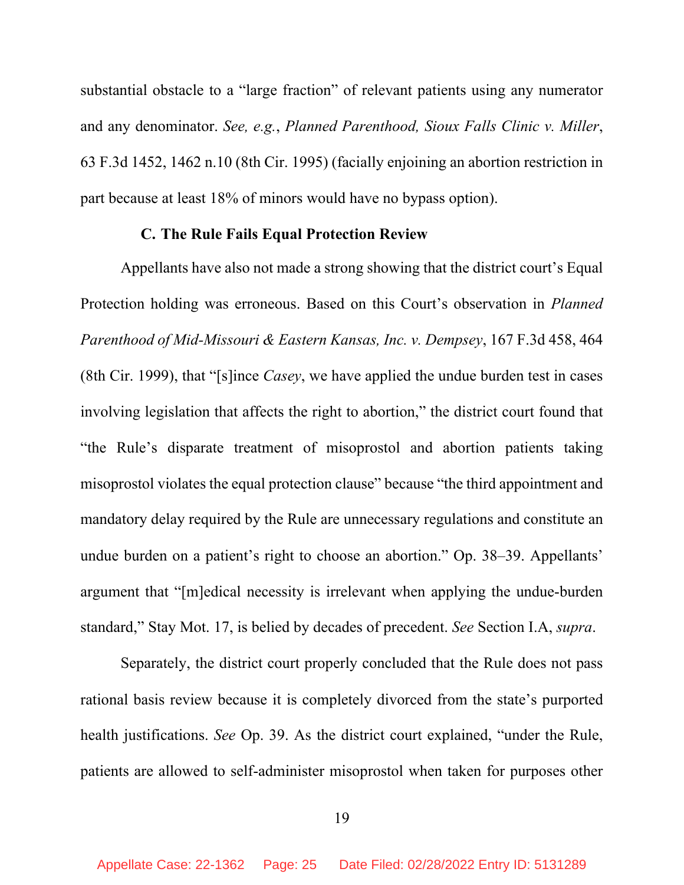substantial obstacle to a "large fraction" of relevant patients using any numerator and any denominator. *See, e.g.*, *Planned Parenthood, Sioux Falls Clinic v. Miller*, 63 F.3d 1452, 1462 n.10 (8th Cir. 1995) (facially enjoining an abortion restriction in part because at least 18% of minors would have no bypass option).

### C. The Rule Fails Equal Protection Review

Appellants have also not made a strong showing that the district court's Equal Protection holding was erroneous. Based on this Court's observation in *Planned Parenthood of Mid-Missouri & Eastern Kansas, Inc. v. Dempsey*, 167 F.3d 458, 464 (8th Cir. 1999), that "[s]ince *Casey*, we have applied the undue burden test in cases involving legislation that affects the right to abortion," the district court found that "the Rule's disparate treatment of misoprostol and abortion patients taking misoprostol violates the equal protection clause" because "the third appointment and mandatory delay required by the Rule are unnecessary regulations and constitute an undue burden on a patient's right to choose an abortion." Op. 38–39. Appellants' argument that "[m]edical necessity is irrelevant when applying the undue-burden standard," Stay Mot. 17, is belied by decades of precedent. *See* Section I.A, *supra*.

Separately, the district court properly concluded that the Rule does not pass rational basis review because it is completely divorced from the state's purported health justifications. *See* Op. 39. As the district court explained, "under the Rule, patients are allowed to self-administer misoprostol when taken for purposes other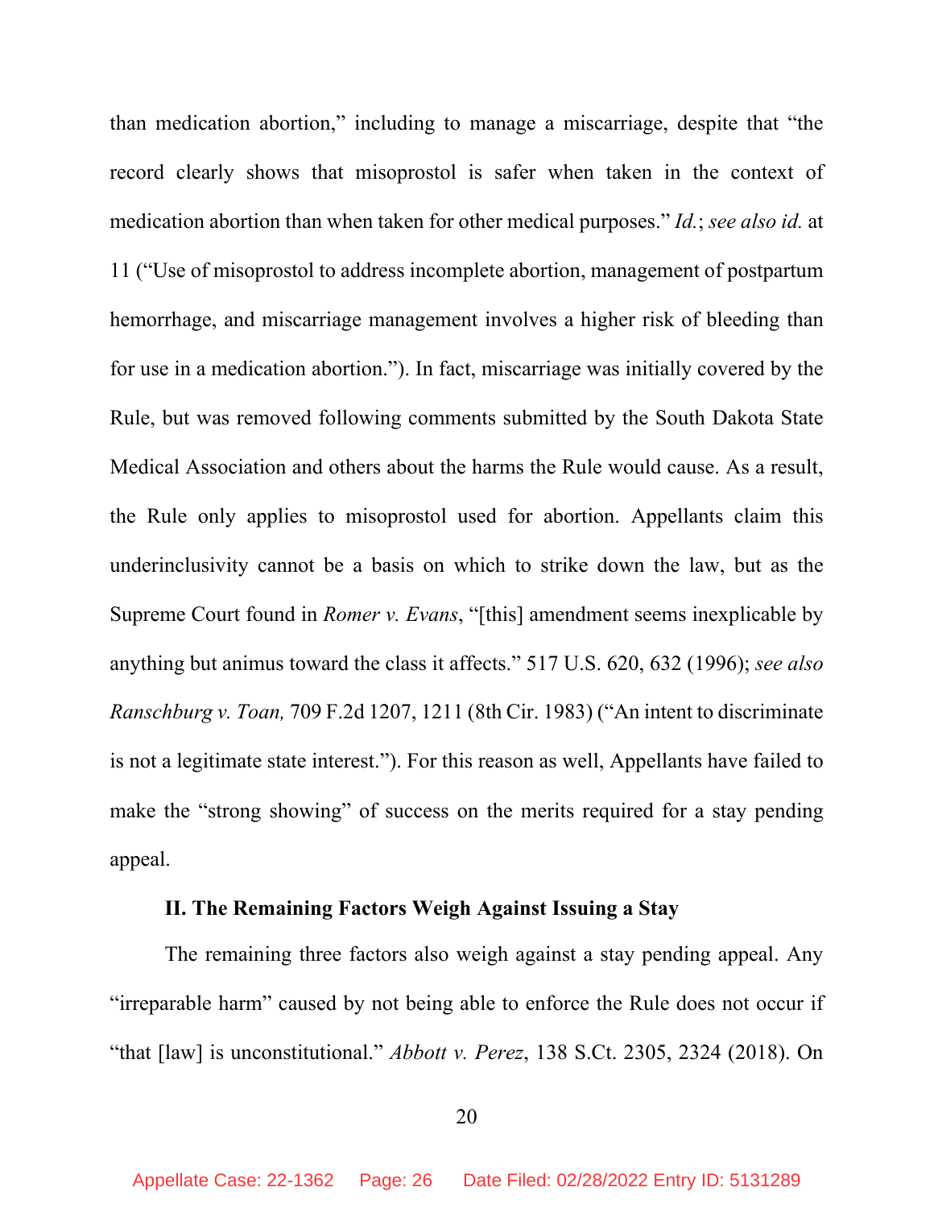than medication abortion," including to manage a miscarriage, despite that "the record clearly shows that misoprostol is safer when taken in the context of medication abortion than when taken for other medical purposes." *Id.*; *see also id.* at 11 ("Use of misoprostol to address incomplete abortion, management of postpartum hemorrhage, and miscarriage management involves a higher risk of bleeding than for use in a medication abortion."). In fact, miscarriage was initially covered by the Rule, but was removed following comments submitted by the South Dakota State Medical Association and others about the harms the Rule would cause. As a result, the Rule only applies to misoprostol used for abortion. Appellants claim this underinclusivity cannot be a basis on which to strike down the law, but as the Supreme Court found in *Romer v. Evans*, "[this] amendment seems inexplicable by anything but animus toward the class it affects." 517 U.S. 620, 632 (1996); *see also Ranschburg v. Toan,* 709 F.2d 1207, 1211 (8th Cir. 1983) ("An intent to discriminate is not a legitimate state interest."). For this reason as well, Appellants have failed to make the "strong showing" of success on the merits required for a stay pending appeal.

### II. The Remaining Factors Weigh Against Issuing a Stay

The remaining three factors also weigh against a stay pending appeal. Any "irreparable harm" caused by not being able to enforce the Rule does not occur if "that [law] is unconstitutional." *Abbott v. Perez*, 138 S.Ct. 2305, 2324 (2018). On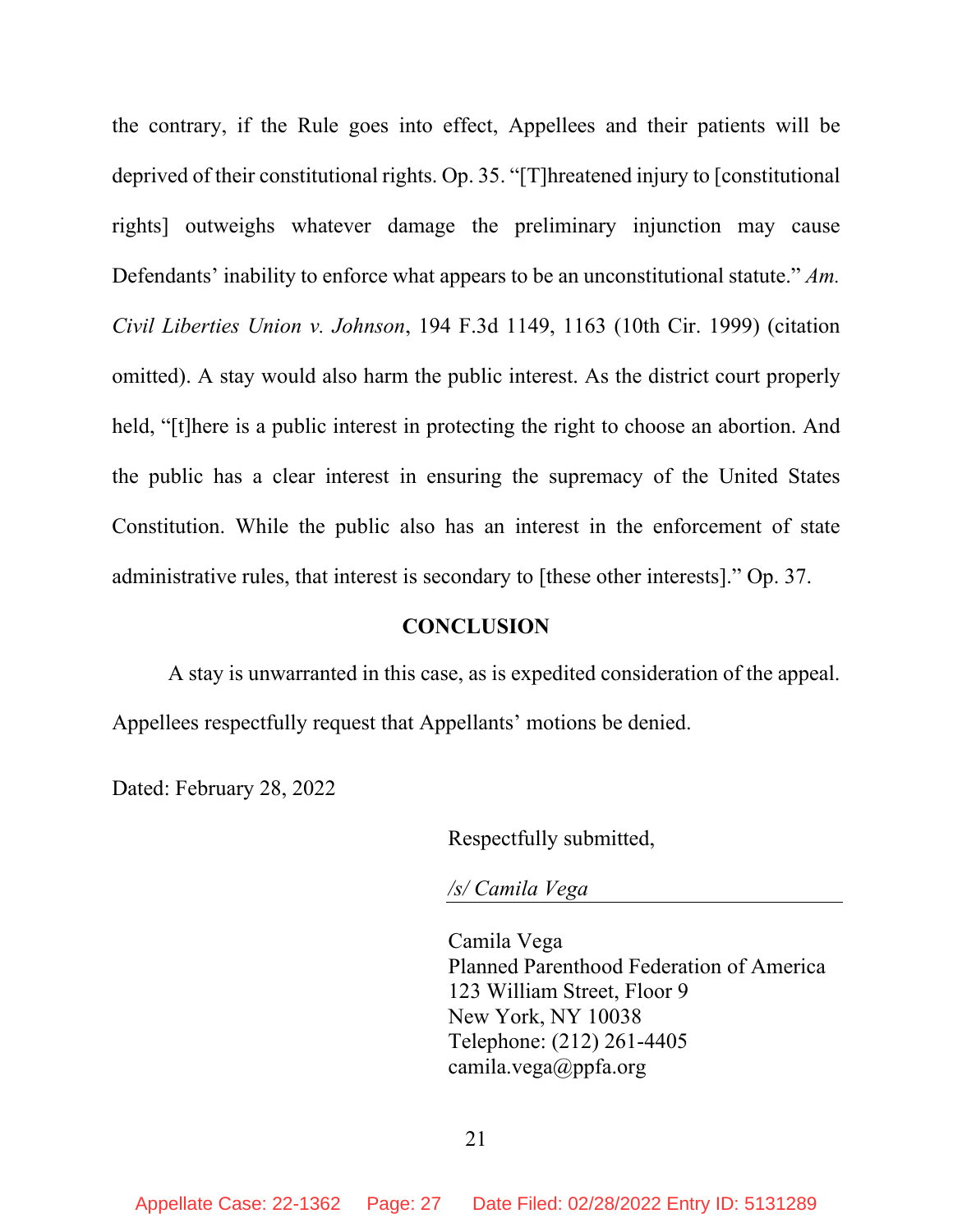the contrary, if the Rule goes into effect, Appellees and their patients will be deprived of their constitutional rights. Op. 35. "[T]hreatened injury to [constitutional rights] outweighs whatever damage the preliminary injunction may cause Defendants' inability to enforce what appears to be an unconstitutional statute." *Am. Civil Liberties Union v. Johnson*, 194 F.3d 1149, 1163 (10th Cir. 1999) (citation omitted). A stay would also harm the public interest. As the district court properly held, "[t]here is a public interest in protecting the right to choose an abortion. And the public has a clear interest in ensuring the supremacy of the United States Constitution. While the public also has an interest in the enforcement of state administrative rules, that interest is secondary to [these other interests]." Op. 37.

**CONCLUSION**

A stay is unwarranted in this case, as is expedited consideration of the appeal. Appellees respectfully request that Appellants' motions be denied.

Dated: February 28, 2022

Respectfully submitted,

*/s/ Camila Vega*

Camila Vega
Planned Parenthood Federation of America
123 William Street, Floor 9
New York, NY 10038
Telephone: (212) 261-4405
camila.vega@ppfa.org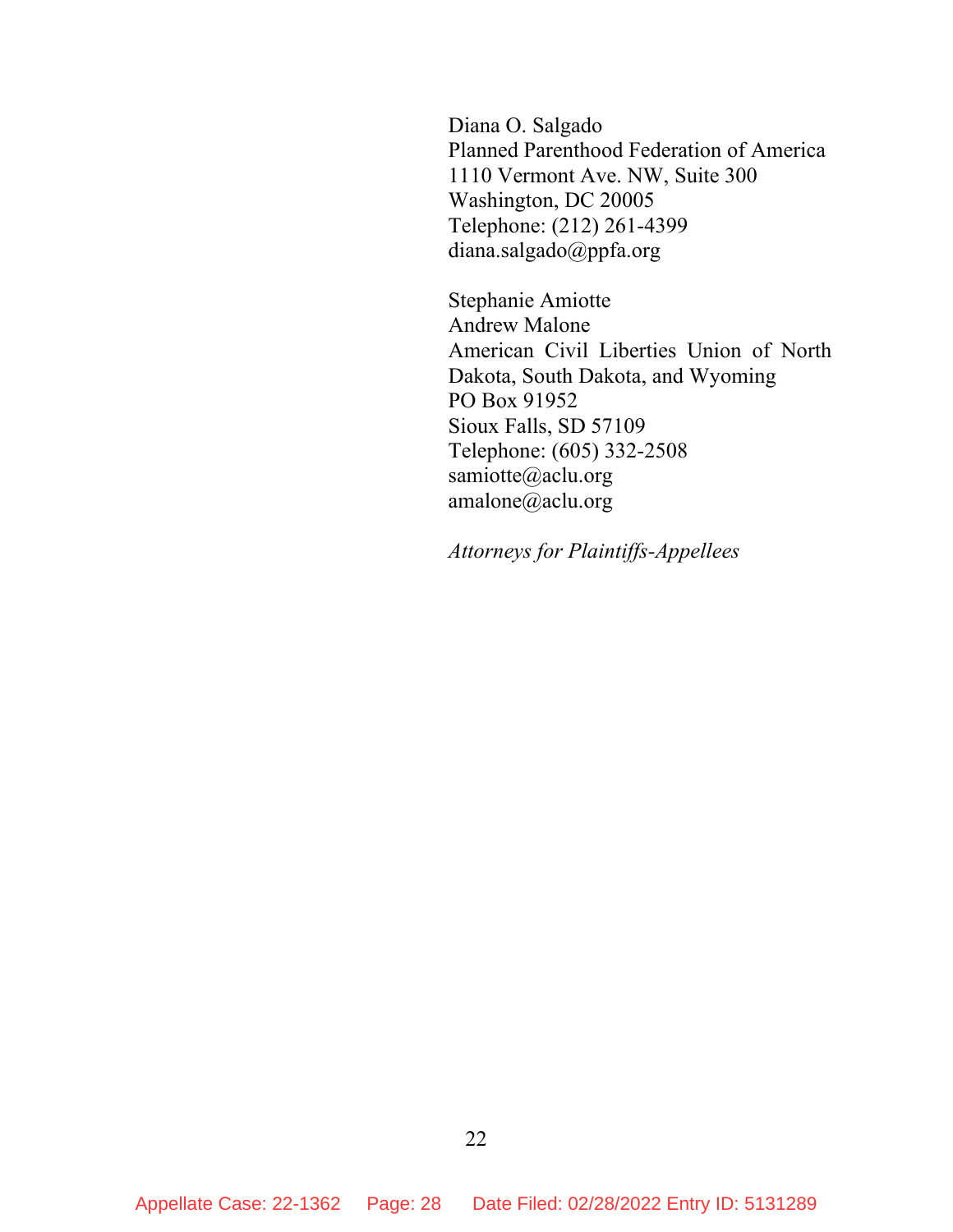Diana O. Salgado
Planned Parenthood Federation of America
1110 Vermont Ave. NW, Suite 300
Washington, DC 20005
Telephone: (212) 261-4399
diana.salgado@ppfa.org

Stephanie Amiotte
Andrew Malone
American Civil Liberties Union of North Dakota, South Dakota, and Wyoming
PO Box 91952
Sioux Falls, SD 57109
Telephone: (605) 332-2508
samiotte@aclu.org
amalone@aclu.org

*Attorneys for Plaintiffs-Appellees*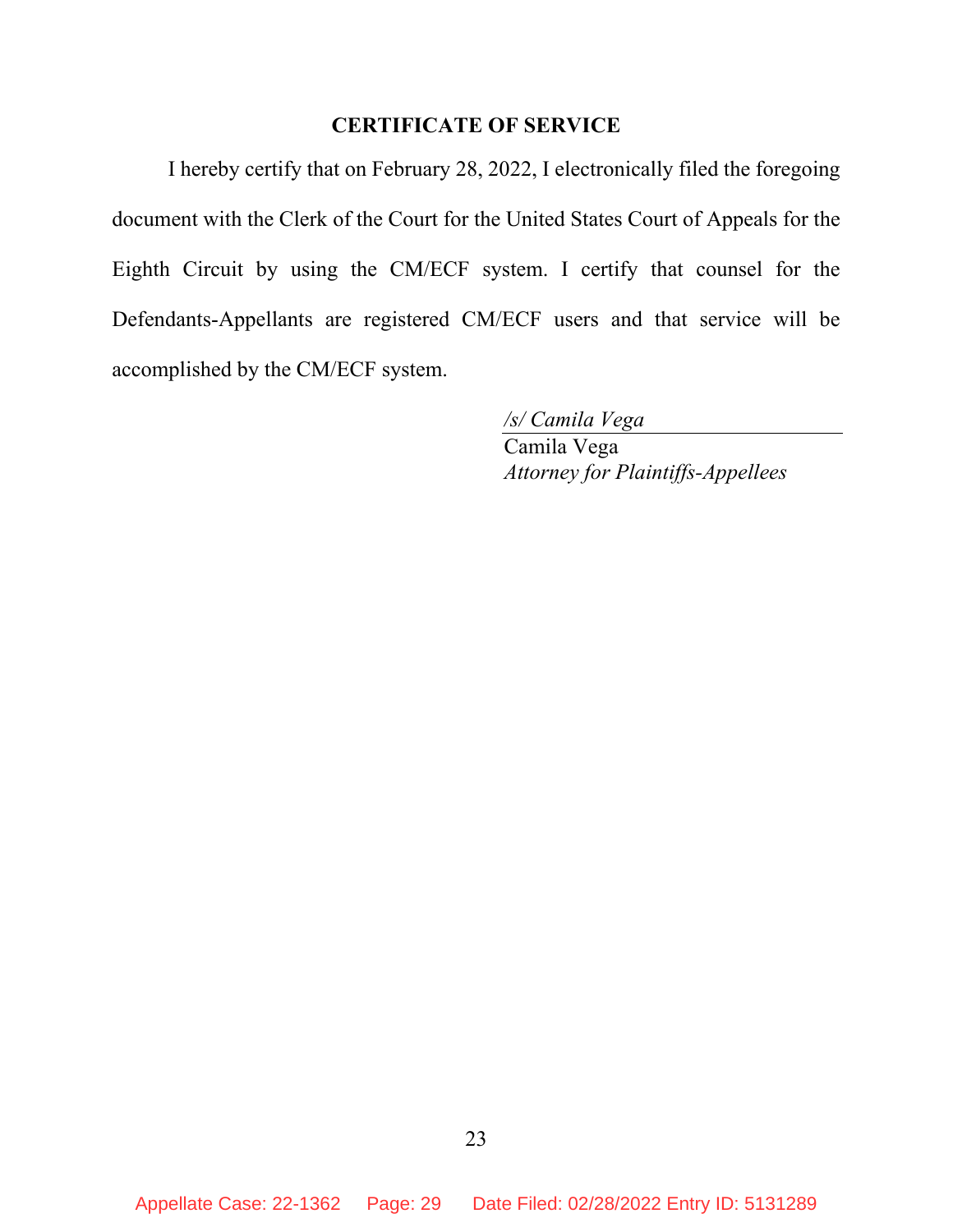**CERTIFICATE OF SERVICE**

I hereby certify that on February 28, 2022, I electronically filed the foregoing document with the Clerk of the Court for the United States Court of Appeals for the Eighth Circuit by using the CM/ECF system. I certify that counsel for the Defendants-Appellants are registered CM/ECF users and that service will be accomplished by the CM/ECF system.

*/s/ Camila Vega*
Camila Vega
*Attorney for Plaintiffs-Appellees*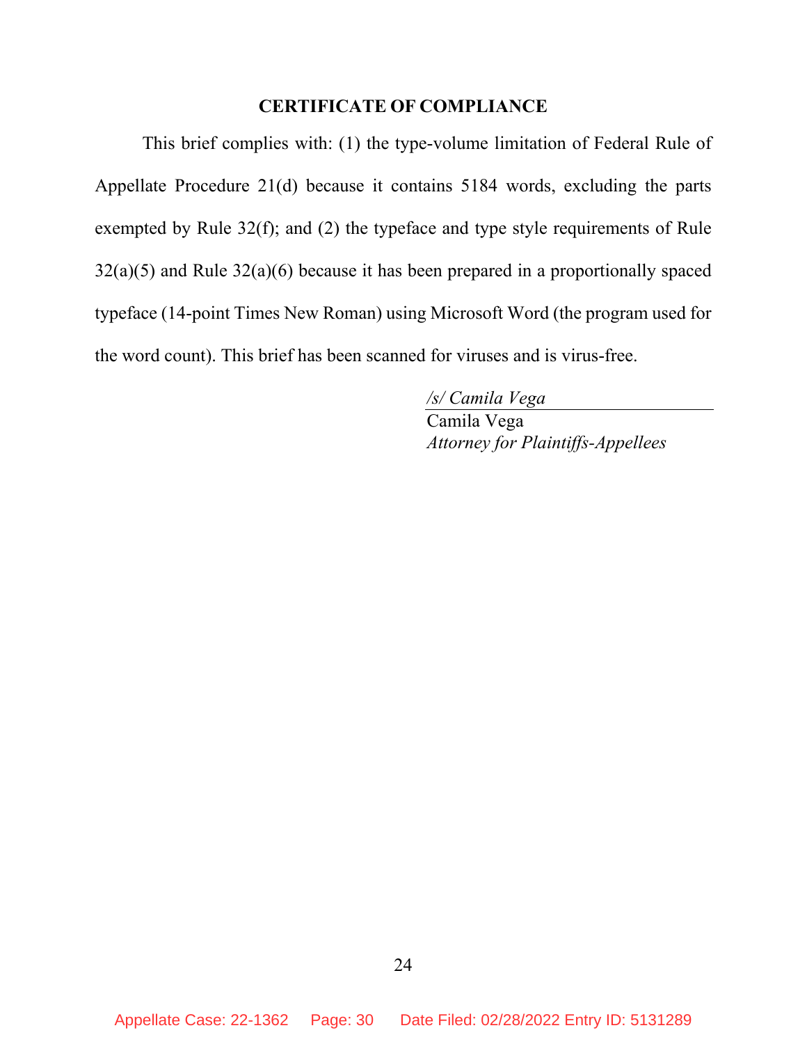**CERTIFICATE OF COMPLIANCE**

This brief complies with: (1) the type-volume limitation of Federal Rule of Appellate Procedure 21(d) because it contains 5184 words, excluding the parts exempted by Rule 32(f); and (2) the typeface and type style requirements of Rule 32(a)(5) and Rule 32(a)(6) because it has been prepared in a proportionally spaced typeface (14-point Times New Roman) using Microsoft Word (the program used for the word count). This brief has been scanned for viruses and is virus-free.

*/s/ Camila Vega*
Camila Vega
*Attorney for Plaintiffs-Appellees*